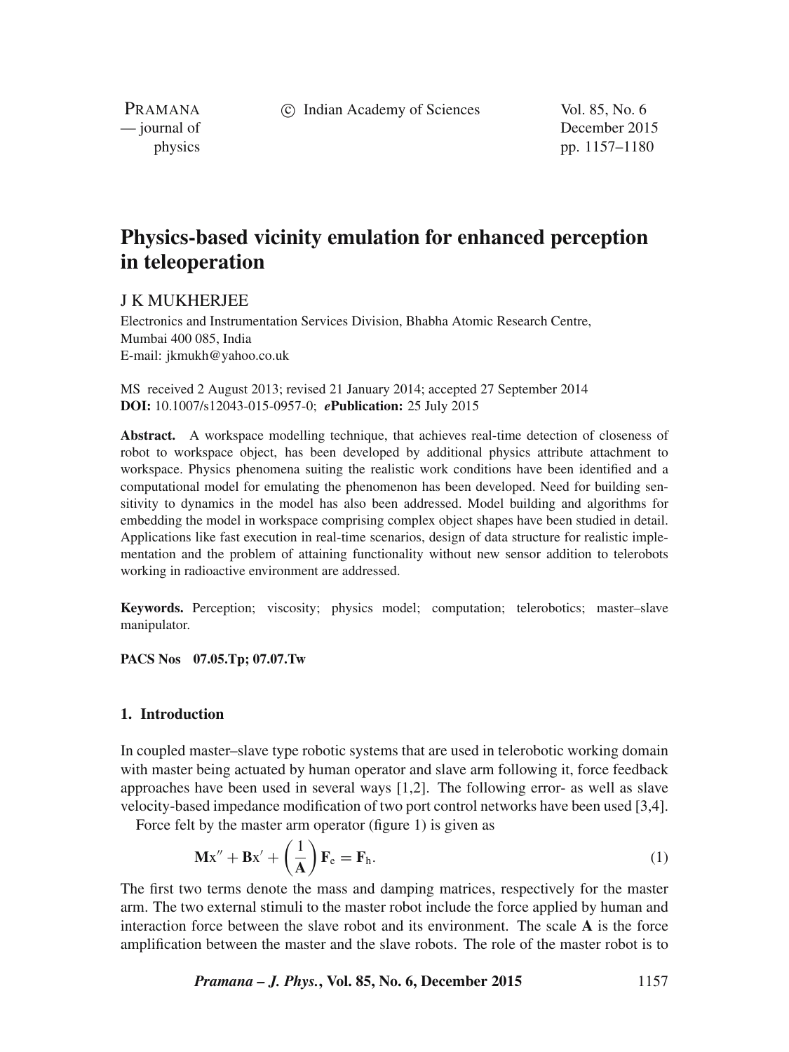# Physics-based vicinity emulation for enhanced perception in teleoperation

J K MUKHERJEE

Electronics and Instrumentation Services Division, Bhabha Atomic Research Centre, Mumbai 400 085, India
E-mail: jkmukh@yahoo.co.uk

MS received 2 August 2013; revised 21 January 2014; accepted 27 September 2014
**DOI:** 10.1007/s12043-015-0957-0; ***e*Publication:** 25 July 2015

**Abstract.** A workspace modelling technique, that achieves real-time detection of closeness of robot to workspace object, has been developed by additional physics attribute attachment to workspace. Physics phenomena suiting the realistic work conditions have been identified and a computational model for emulating the phenomenon has been developed. Need for building sensitivity to dynamics in the model has also been addressed. Model building and algorithms for embedding the model in workspace comprising complex object shapes have been studied in detail. Applications like fast execution in real-time scenarios, design of data structure for realistic implementation and the problem of attaining functionality without new sensor addition to telerobots working in radioactive environment are addressed.

**Keywords.** Perception; viscosity; physics model; computation; telerobotics; master–slave manipulator.

**PACS Nos 07.05.Tp; 07.07.Tw**

## 1. Introduction

In coupled master–slave type robotic systems that are used in telerobotic working domain with master being actuated by human operator and slave arm following it, force feedback approaches have been used in several ways [1,2]. The following error- as well as slave velocity-based impedance modification of two port control networks have been used [3,4].

Force felt by the master arm operator (figure 1) is given as

$$\mathbf{M}x'' + \mathbf{B}x' + \left(\frac{1}{\mathbf{A}}\right)\mathbf{F}_{\mathrm{e}} = \mathbf{F}_{\mathrm{h}}. \tag{1}$$

The first two terms denote the mass and damping matrices, respectively for the master arm. The two external stimuli to the master robot include the force applied by human and interaction force between the slave robot and its environment. The scale $\mathbf{A}$ is the force amplification between the master and the slave robots. The role of the master robot is to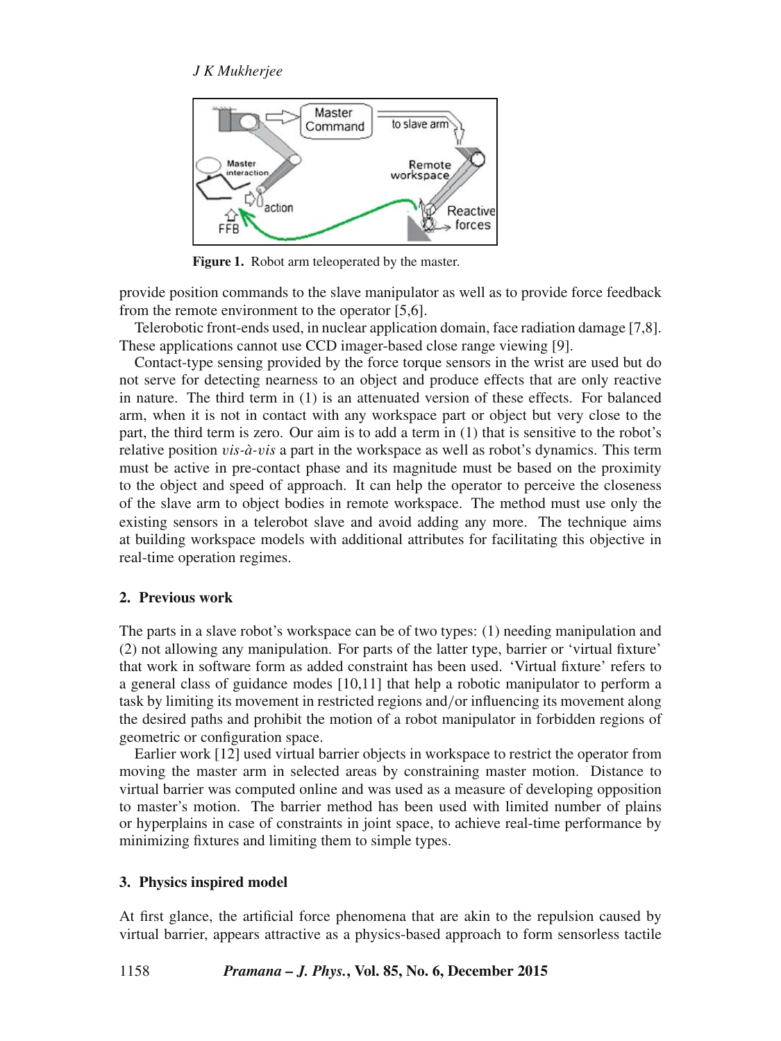Figure 1. Robot arm teleoperated by the master.

provide position commands to the slave manipulator as well as to provide force feedback from the remote environment to the operator [5,6].

Telerobotic front-ends used, in nuclear application domain, face radiation damage [7,8]. These applications cannot use CCD imager-based close range viewing [9].

Contact-type sensing provided by the force torque sensors in the wrist are used but do not serve for detecting nearness to an object and produce effects that are only reactive in nature. The third term in (1) is an attenuated version of these effects. For balanced arm, when it is not in contact with any workspace part or object but very close to the part, the third term is zero. Our aim is to add a term in (1) that is sensitive to the robot's relative position *vis-à-vis* a part in the workspace as well as robot's dynamics. This term must be active in pre-contact phase and its magnitude must be based on the proximity to the object and speed of approach. It can help the operator to perceive the closeness of the slave arm to object bodies in remote workspace. The method must use only the existing sensors in a telerobot slave and avoid adding any more. The technique aims at building workspace models with additional attributes for facilitating this objective in real-time operation regimes.

## 2. Previous work

The parts in a slave robot's workspace can be of two types: (1) needing manipulation and (2) not allowing any manipulation. For parts of the latter type, barrier or 'virtual fixture' that work in software form as added constraint has been used. 'Virtual fixture' refers to a general class of guidance modes [10,11] that help a robotic manipulator to perform a task by limiting its movement in restricted regions and/or influencing its movement along the desired paths and prohibit the motion of a robot manipulator in forbidden regions of geometric or configuration space.

Earlier work [12] used virtual barrier objects in workspace to restrict the operator from moving the master arm in selected areas by constraining master motion. Distance to virtual barrier was computed online and was used as a measure of developing opposition to master's motion. The barrier method has been used with limited number of plains or hyperplains in case of constraints in joint space, to achieve real-time performance by minimizing fixtures and limiting them to simple types.

## 3. Physics inspired model

At first glance, the artificial force phenomena that are akin to the repulsion caused by virtual barrier, appears attractive as a physics-based approach to form sensorless tactile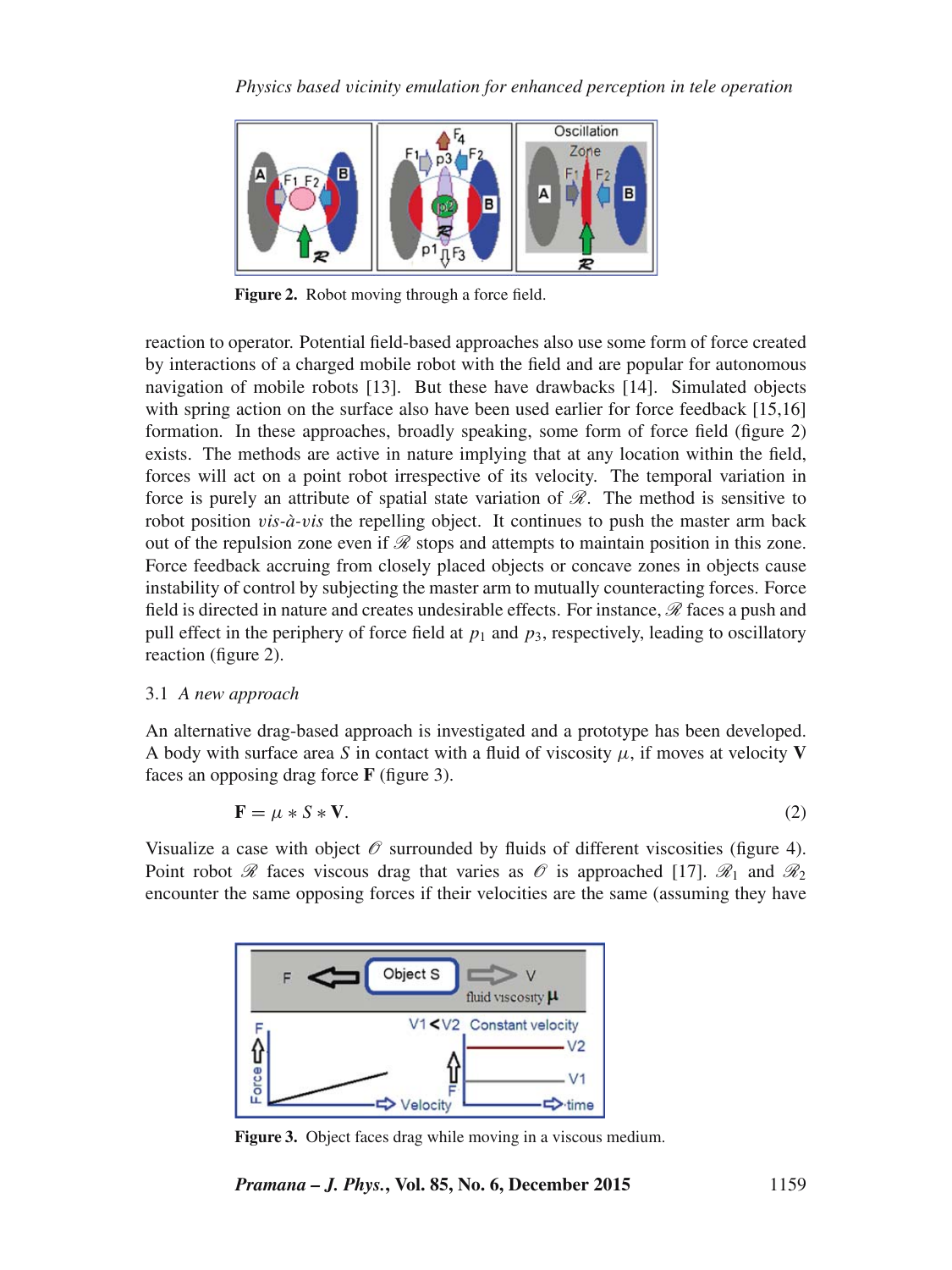Figure 2. Robot moving through a force field.

reaction to operator. Potential field-based approaches also use some form of force created by interactions of a charged mobile robot with the field and are popular for autonomous navigation of mobile robots [13]. But these have drawbacks [14]. Simulated objects with spring action on the surface also have been used earlier for force feedback [15,16] formation. In these approaches, broadly speaking, some form of force field (figure 2) exists. The methods are active in nature implying that at any location within the field, forces will act on a point robot irrespective of its velocity. The temporal variation in force is purely an attribute of spatial state variation of $\mathscr{R}$. The method is sensitive to robot position *vis-à-vis* the repelling object. It continues to push the master arm back out of the repulsion zone even if $\mathscr{R}$ stops and attempts to maintain position in this zone. Force feedback accruing from closely placed objects or concave zones in objects cause instability of control by subjecting the master arm to mutually counteracting forces. Force field is directed in nature and creates undesirable effects. For instance, $\mathscr{R}$ faces a push and pull effect in the periphery of force field at $p_1$ and $p_3$, respectively, leading to oscillatory reaction (figure 2).

### 3.1 *A new approach*

An alternative drag-based approach is investigated and a prototype has been developed. A body with surface area $S$ in contact with a fluid of viscosity $\mu$, if moves at velocity $\mathbf{V}$ faces an opposing drag force $\mathbf{F}$ (figure 3).

$$\mathbf{F} = \mu * S * \mathbf{V}. \tag{2}$$

Visualize a case with object $\mathscr{O}$ surrounded by fluids of different viscosities (figure 4). Point robot $\mathscr{R}$ faces viscous drag that varies as $\mathscr{O}$ is approached [17]. $\mathscr{R}_1$ and $\mathscr{R}_2$ encounter the same opposing forces if their velocities are the same (assuming they have

Figure 3. Object faces drag while moving in a viscous medium.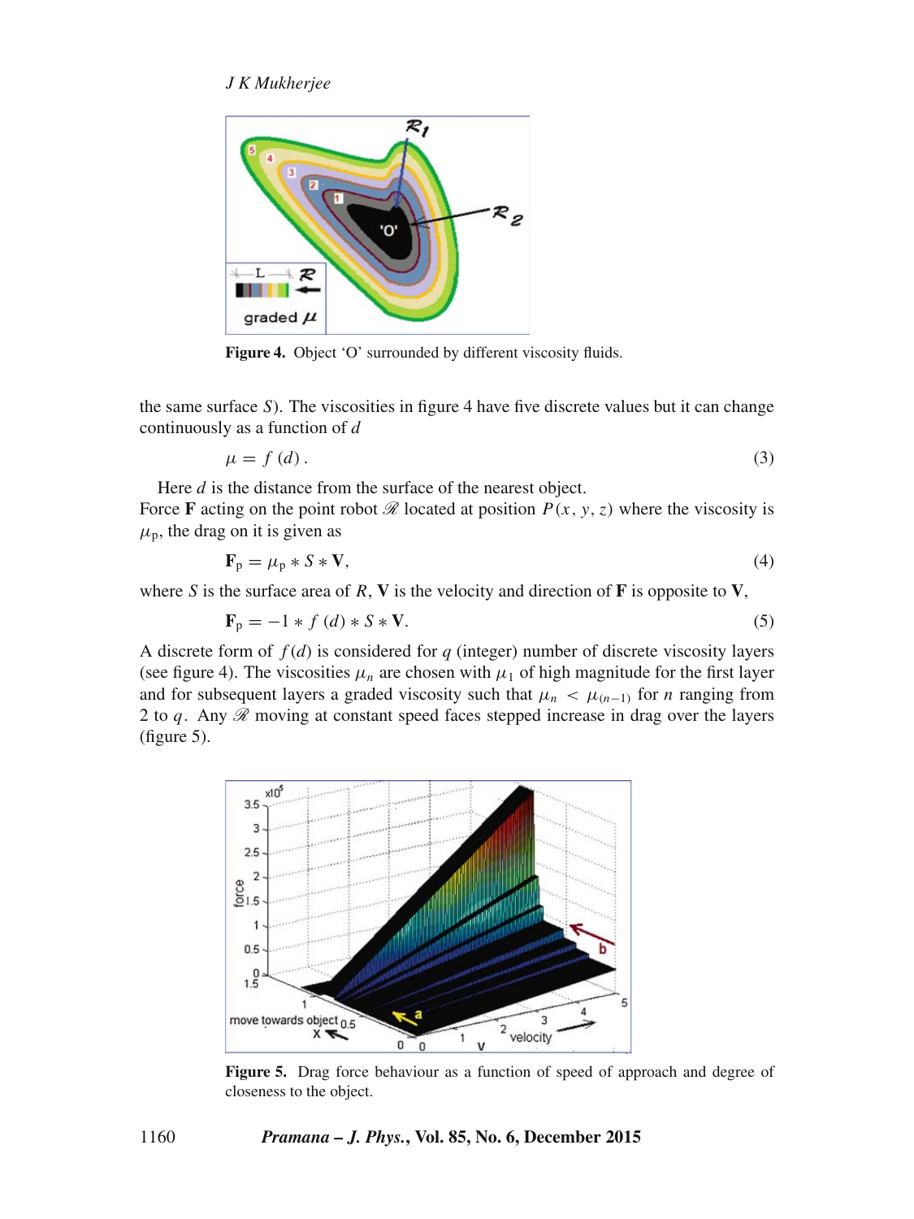Figure 4. Object 'O' surrounded by different viscosity fluids.

the same surface $S$). The viscosities in figure 4 have five discrete values but it can change continuously as a function of $d$

$$\mu = f(d). \tag{3}$$

Here $d$ is the distance from the surface of the nearest object.
Force $\mathbf{F}$ acting on the point robot $\mathscr{R}$ located at position $P(x, y, z)$ where the viscosity is $\mu_{\mathrm{p}}$, the drag on it is given as

$$\mathbf{F}_{\mathrm{p}} = \mu_{\mathrm{p}} * S * \mathbf{V}, \tag{4}$$

where $S$ is the surface area of $R$, $\mathbf{V}$ is the velocity and direction of $\mathbf{F}$ is opposite to $\mathbf{V}$,

$$\mathbf{F}_{\mathrm{p}} = -1 * f(d) * S * \mathbf{V}. \tag{5}$$

A discrete form of $f(d)$ is considered for $q$ (integer) number of discrete viscosity layers (see figure 4). The viscosities $\mu_n$ are chosen with $\mu_1$ of high magnitude for the first layer and for subsequent layers a graded viscosity such that $\mu_n < \mu_{(n-1)}$ for $n$ ranging from 2 to $q$. Any $\mathscr{R}$ moving at constant speed faces stepped increase in drag over the layers (figure 5).

Figure 5. Drag force behaviour as a function of speed of approach and degree of closeness to the object.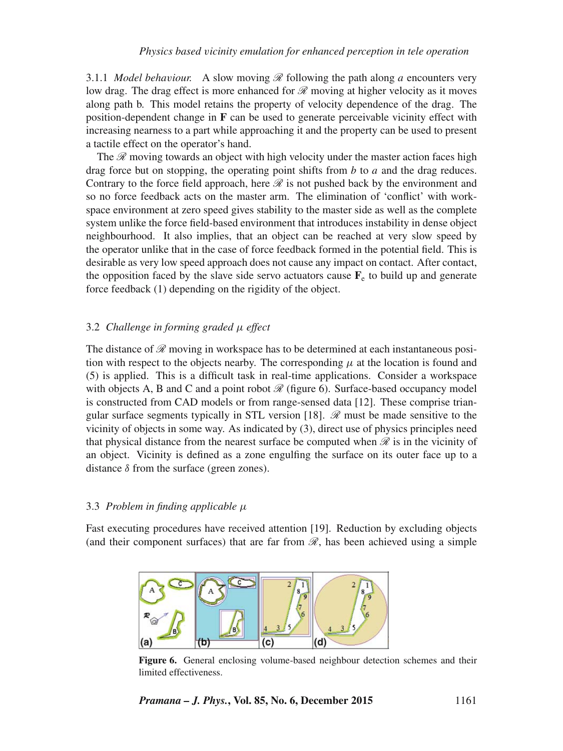3.1.1 *Model behaviour.* A slow moving $\mathscr{R}$ following the path along *a* encounters very low drag. The drag effect is more enhanced for $\mathscr{R}$ moving at higher velocity as it moves along path b. This model retains the property of velocity dependence of the drag. The position-dependent change in **F** can be used to generate perceivable vicinity effect with increasing nearness to a part while approaching it and the property can be used to present a tactile effect on the operator's hand.

The $\mathscr{R}$ moving towards an object with high velocity under the master action faces high drag force but on stopping, the operating point shifts from *b* to *a* and the drag reduces. Contrary to the force field approach, here $\mathscr{R}$ is not pushed back by the environment and so no force feedback acts on the master arm. The elimination of 'conflict' with workspace environment at zero speed gives stability to the master side as well as the complete system unlike the force field-based environment that introduces instability in dense object neighbourhood. It also implies, that an object can be reached at very slow speed by the operator unlike that in the case of force feedback formed in the potential field. This is desirable as very low speed approach does not cause any impact on contact. After contact, the opposition faced by the slave side servo actuators cause $\mathbf{F}_e$ to build up and generate force feedback (1) depending on the rigidity of the object.

### 3.2 *Challenge in forming graded $\mu$ effect*

The distance of $\mathscr{R}$ moving in workspace has to be determined at each instantaneous position with respect to the objects nearby. The corresponding $\mu$ at the location is found and (5) is applied. This is a difficult task in real-time applications. Consider a workspace with objects A, B and C and a point robot $\mathscr{R}$ (figure 6). Surface-based occupancy model is constructed from CAD models or from range-sensed data [12]. These comprise triangular surface segments typically in STL version [18]. $\mathscr{R}$ must be made sensitive to the vicinity of objects in some way. As indicated by (3), direct use of physics principles need that physical distance from the nearest surface be computed when $\mathscr{R}$ is in the vicinity of an object. Vicinity is defined as a zone engulfing the surface on its outer face up to a distance $\delta$ from the surface (green zones).

### 3.3 *Problem in finding applicable $\mu$*

Fast executing procedures have received attention [19]. Reduction by excluding objects (and their component surfaces) that are far from $\mathscr{R}$, has been achieved using a simple

**Figure 6.** General enclosing volume-based neighbour detection schemes and their limited effectiveness.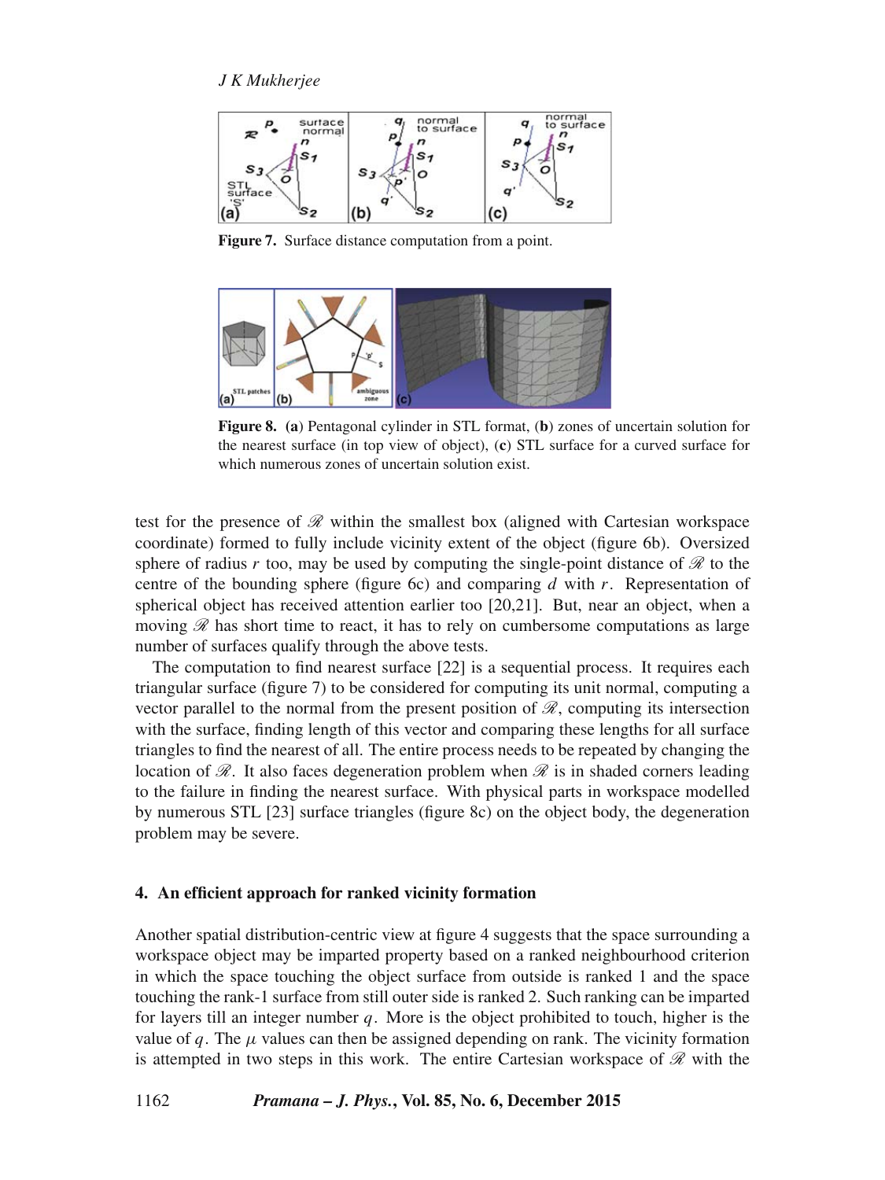**Figure 7.** Surface distance computation from a point.

**Figure 8.** (**a**) Pentagonal cylinder in STL format, (**b**) zones of uncertain solution for the nearest surface (in top view of object), (**c**) STL surface for a curved surface for which numerous zones of uncertain solution exist.

test for the presence of $\mathscr{R}$ within the smallest box (aligned with Cartesian workspace coordinate) formed to fully include vicinity extent of the object (figure 6b). Oversized sphere of radius $r$ too, may be used by computing the single-point distance of $\mathscr{R}$ to the centre of the bounding sphere (figure 6c) and comparing $d$ with $r$. Representation of spherical object has received attention earlier too [20,21]. But, near an object, when a moving $\mathscr{R}$ has short time to react, it has to rely on cumbersome computations as large number of surfaces qualify through the above tests.

The computation to find nearest surface [22] is a sequential process. It requires each triangular surface (figure 7) to be considered for computing its unit normal, computing a vector parallel to the normal from the present position of $\mathscr{R}$, computing its intersection with the surface, finding length of this vector and comparing these lengths for all surface triangles to find the nearest of all. The entire process needs to be repeated by changing the location of $\mathscr{R}$. It also faces degeneration problem when $\mathscr{R}$ is in shaded corners leading to the failure in finding the nearest surface. With physical parts in workspace modelled by numerous STL [23] surface triangles (figure 8c) on the object body, the degeneration problem may be severe.

## 4. An efficient approach for ranked vicinity formation

Another spatial distribution-centric view at figure 4 suggests that the space surrounding a workspace object may be imparted property based on a ranked neighbourhood criterion in which the space touching the object surface from outside is ranked 1 and the space touching the rank-1 surface from still outer side is ranked 2. Such ranking can be imparted for layers till an integer number $q$. More is the object prohibited to touch, higher is the value of $q$. The $\mu$ values can then be assigned depending on rank. The vicinity formation is attempted in two steps in this work. The entire Cartesian workspace of $\mathscr{R}$ with the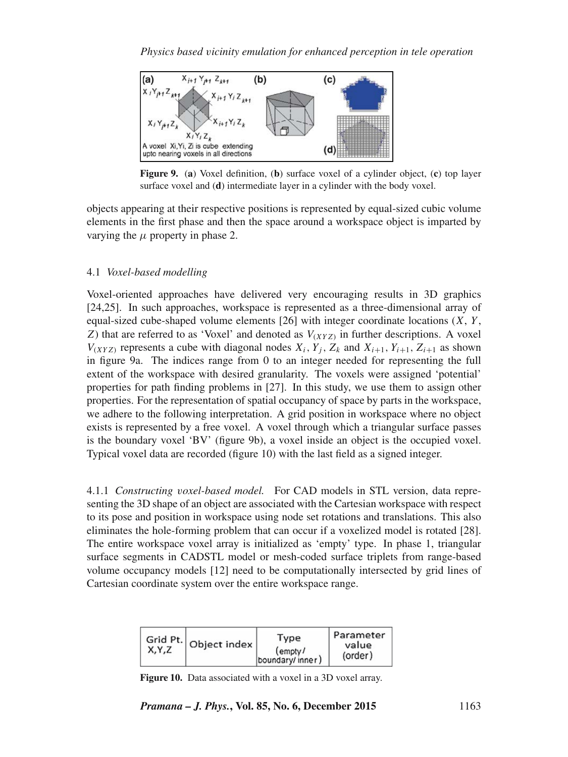**Figure 9.** (**a**) Voxel definition, (**b**) surface voxel of a cylinder object, (**c**) top layer surface voxel and (**d**) intermediate layer in a cylinder with the body voxel.

objects appearing at their respective positions is represented by equal-sized cubic volume elements in the first phase and then the space around a workspace object is imparted by varying the $\mu$ property in phase 2.

### 4.1 *Voxel-based modelling*

Voxel-oriented approaches have delivered very encouraging results in 3D graphics [24,25]. In such approaches, workspace is represented as a three-dimensional array of equal-sized cube-shaped volume elements [26] with integer coordinate locations ($X$, $Y$, $Z$) that are referred to as 'Voxel' and denoted as $V_{(XYZ)}$ in further descriptions. A voxel $V_{(XYZ)}$ represents a cube with diagonal nodes $X_i$, $Y_j$, $Z_k$ and $X_{i+1}$, $Y_{i+1}$, $Z_{i+1}$ as shown in figure 9a. The indices range from 0 to an integer needed for representing the full extent of the workspace with desired granularity. The voxels were assigned 'potential' properties for path finding problems in [27]. In this study, we use them to assign other properties. For the representation of spatial occupancy of space by parts in the workspace, we adhere to the following interpretation. A grid position in workspace where no object exists is represented by a free voxel. A voxel through which a triangular surface passes is the boundary voxel 'BV' (figure 9b), a voxel inside an object is the occupied voxel. Typical voxel data are recorded (figure 10) with the last field as a signed integer.

4.1.1 *Constructing voxel-based model.* For CAD models in STL version, data representing the 3D shape of an object are associated with the Cartesian workspace with respect to its pose and position in workspace using node set rotations and translations. This also eliminates the hole-forming problem that can occur if a voxelized model is rotated [28]. The entire workspace voxel array is initialized as 'empty' type. In phase 1, triangular surface segments in CADSTL model or mesh-coded surface triplets from range-based volume occupancy models [12] need to be computationally intersected by grid lines of Cartesian coordinate system over the entire workspace range.

| Grid Pt. X,Y,Z | Object index | Type (empty / boundary / inner) | Parameter value (order) |
|---|---|---|---|

**Figure 10.** Data associated with a voxel in a 3D voxel array.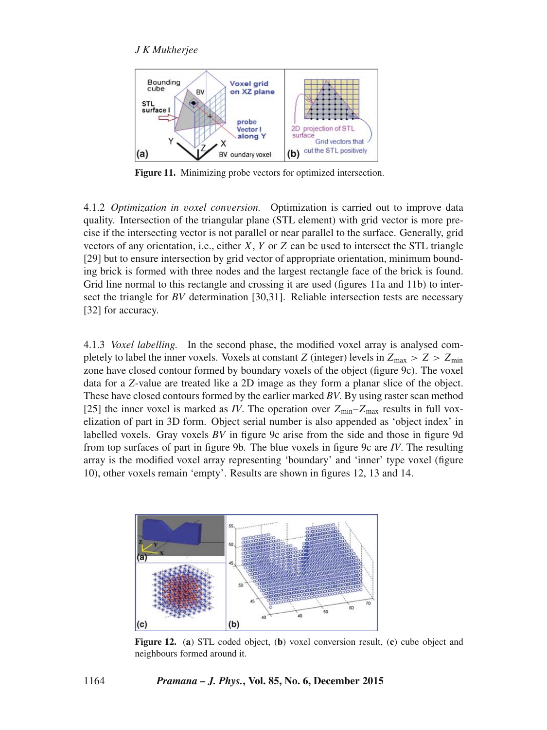Figure 11. Minimizing probe vectors for optimized intersection.

4.1.2 *Optimization in voxel conversion.* Optimization is carried out to improve data quality. Intersection of the triangular plane (STL element) with grid vector is more precise if the intersecting vector is not parallel or near parallel to the surface. Generally, grid vectors of any orientation, i.e., either $X$, $Y$ or $Z$ can be used to intersect the STL triangle [29] but to ensure intersection by grid vector of appropriate orientation, minimum bounding brick is formed with three nodes and the largest rectangle face of the brick is found. Grid line normal to this rectangle and crossing it are used (figures 11a and 11b) to intersect the triangle for *BV* determination [30,31]. Reliable intersection tests are necessary [32] for accuracy.

4.1.3 *Voxel labelling.* In the second phase, the modified voxel array is analysed completely to label the inner voxels. Voxels at constant $Z$ (integer) levels in $Z_{\max} > Z > Z_{\min}$ zone have closed contour formed by boundary voxels of the object (figure 9c). The voxel data for a $Z$-value are treated like a 2D image as they form a planar slice of the object. These have closed contours formed by the earlier marked *BV*. By using raster scan method [25] the inner voxel is marked as *IV*. The operation over $Z_{\min}$–$Z_{\max}$ results in full voxelization of part in 3D form. Object serial number is also appended as 'object index' in labelled voxels. Gray voxels *BV* in figure 9c arise from the side and those in figure 9d from top surfaces of part in figure 9b. The blue voxels in figure 9c are *IV*. The resulting array is the modified voxel array representing 'boundary' and 'inner' type voxel (figure 10), other voxels remain 'empty'. Results are shown in figures 12, 13 and 14.

Figure 12. (**a**) STL coded object, (**b**) voxel conversion result, (**c**) cube object and neighbours formed around it.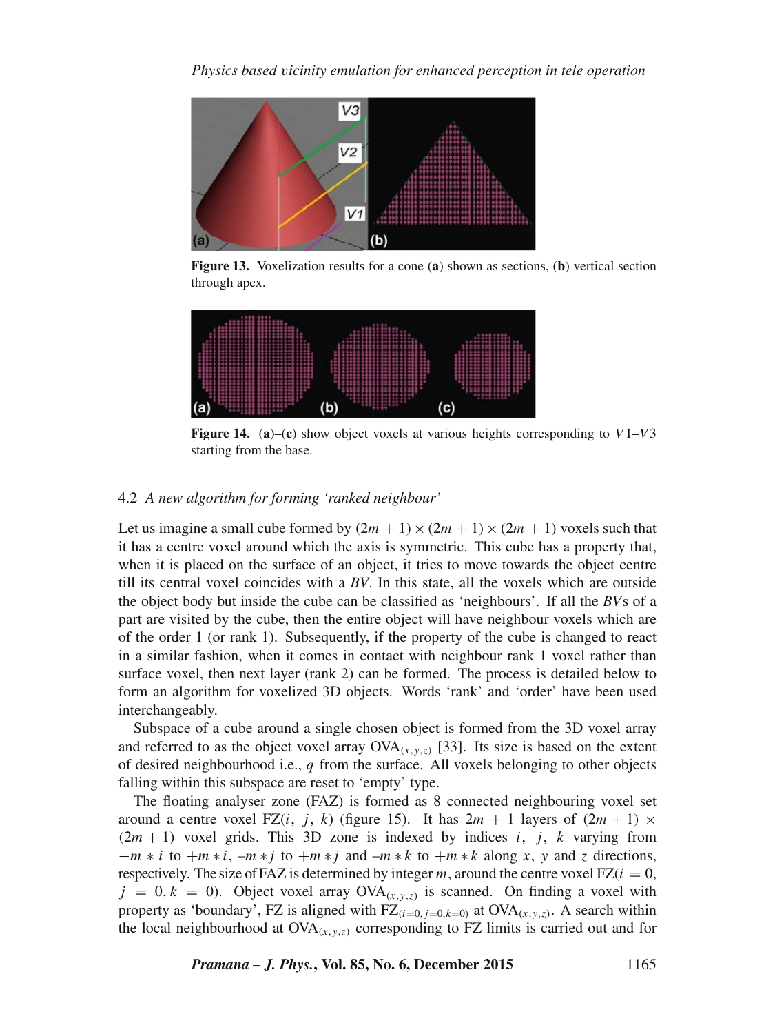**Figure 13.** Voxelization results for a cone (**a**) shown as sections, (**b**) vertical section through apex.

**Figure 14.** (**a**)–(**c**) show object voxels at various heights corresponding to $V1$–$V3$ starting from the base.

### 4.2 *A new algorithm for forming 'ranked neighbour'*

Let us imagine a small cube formed by $(2m + 1) \times (2m + 1) \times (2m + 1)$ voxels such that it has a centre voxel around which the axis is symmetric. This cube has a property that, when it is placed on the surface of an object, it tries to move towards the object centre till its central voxel coincides with a *BV*. In this state, all the voxels which are outside the object body but inside the cube can be classified as 'neighbours'. If all the *BV*s of a part are visited by the cube, then the entire object will have neighbour voxels which are of the order 1 (or rank 1). Subsequently, if the property of the cube is changed to react in a similar fashion, when it comes in contact with neighbour rank 1 voxel rather than surface voxel, then next layer (rank 2) can be formed. The process is detailed below to form an algorithm for voxelized 3D objects. Words 'rank' and 'order' have been used interchangeably.

Subspace of a cube around a single chosen object is formed from the 3D voxel array and referred to as the object voxel array $\text{OVA}_{(x,y,z)}$ [33]. Its size is based on the extent of desired neighbourhood i.e., $q$ from the surface. All voxels belonging to other objects falling within this subspace are reset to 'empty' type.

The floating analyser zone (FAZ) is formed as 8 connected neighbouring voxel set around a centre voxel FZ$(i, j, k)$ (figure 15). It has $2m + 1$ layers of $(2m + 1) \times (2m + 1)$ voxel grids. This 3D zone is indexed by indices $i$, $j$, $k$ varying from $-m * i$ to $+m * i$, $-m * j$ to $+m * j$ and $-m * k$ to $+m * k$ along $x$, $y$ and $z$ directions, respectively. The size of FAZ is determined by integer $m$, around the centre voxel FZ$(i = 0, j = 0, k = 0)$. Object voxel array $\text{OVA}_{(x,y,z)}$ is scanned. On finding a voxel with property as 'boundary', FZ is aligned with $\text{FZ}_{(i=0, j=0, k=0)}$ at $\text{OVA}_{(x,y,z)}$. A search within the local neighbourhood at $\text{OVA}_{(x,y,z)}$ corresponding to FZ limits is carried out and for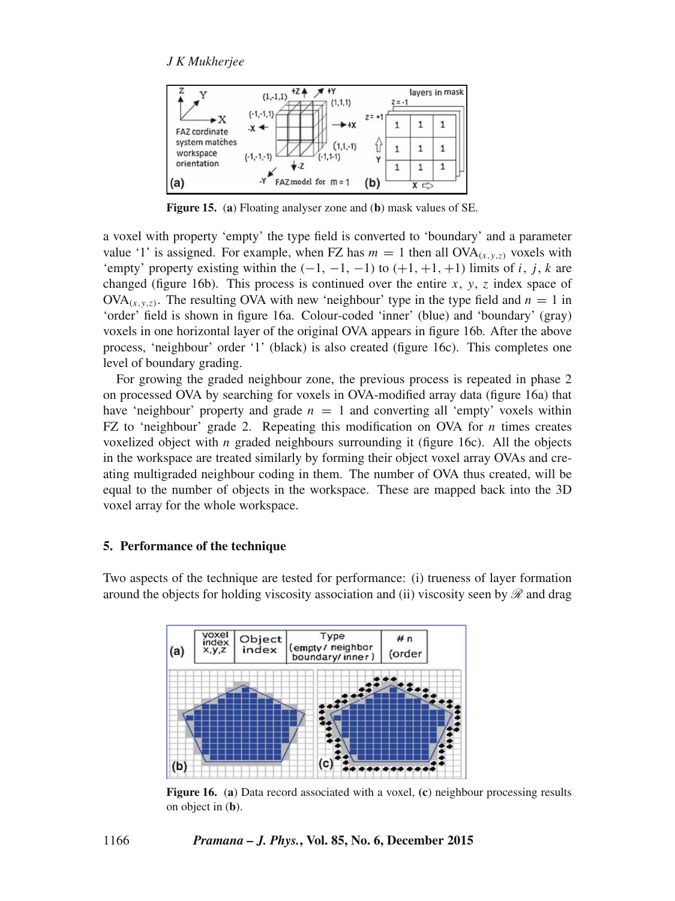Figure 15. (**a**) Floating analyser zone and (**b**) mask values of SE.

a voxel with property 'empty' the type field is converted to 'boundary' and a parameter value '1' is assigned. For example, when FZ has $m = 1$ then all $\mathrm{OVA}_{(x,y,z)}$ voxels with 'empty' property existing within the $(-1, -1, -1)$ to $(+1, +1, +1)$ limits of $i$, $j$, $k$ are changed (figure 16b). This process is continued over the entire $x$, $y$, $z$ index space of $\mathrm{OVA}_{(x,y,z)}$. The resulting OVA with new 'neighbour' type in the type field and $n = 1$ in 'order' field is shown in figure 16a. Colour-coded 'inner' (blue) and 'boundary' (gray) voxels in one horizontal layer of the original OVA appears in figure 16b. After the above process, 'neighbour' order '1' (black) is also created (figure 16c). This completes one level of boundary grading.

For growing the graded neighbour zone, the previous process is repeated in phase 2 on processed OVA by searching for voxels in OVA-modified array data (figure 16a) that have 'neighbour' property and grade $n = 1$ and converting all 'empty' voxels within FZ to 'neighbour' grade 2. Repeating this modification on OVA for $n$ times creates voxelized object with $n$ graded neighbours surrounding it (figure 16c). All the objects in the workspace are treated similarly by forming their object voxel array OVAs and creating multigraded neighbour coding in them. The number of OVA thus created, will be equal to the number of objects in the workspace. These are mapped back into the 3D voxel array for the whole workspace.

## 5. Performance of the technique

Two aspects of the technique are tested for performance: (i) trueness of layer formation around the objects for holding viscosity association and (ii) viscosity seen by $\mathscr{R}$ and drag

Figure 16. (**a**) Data record associated with a voxel, (**c**) neighbour processing results on object in (**b**).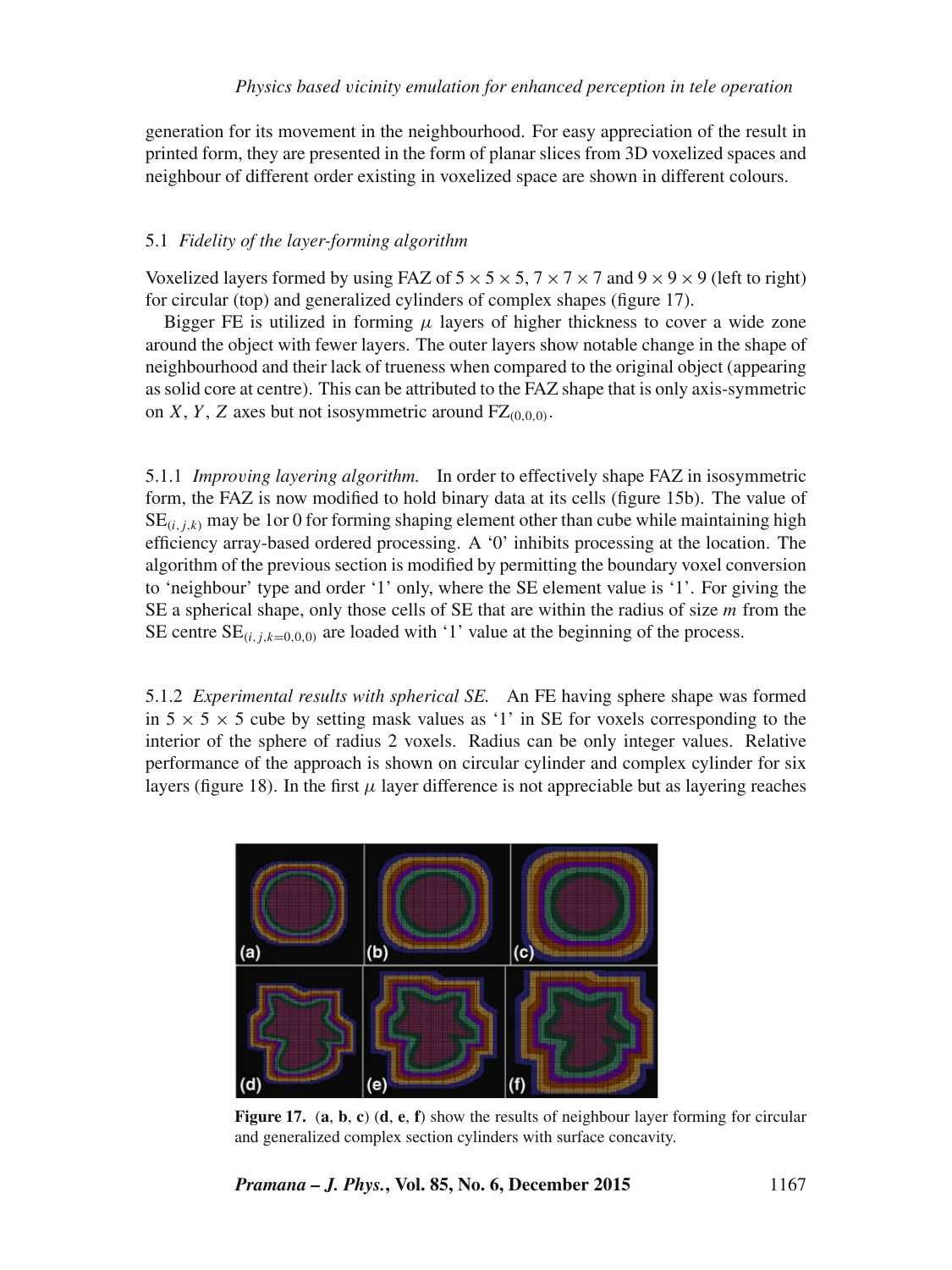generation for its movement in the neighbourhood. For easy appreciation of the result in printed form, they are presented in the form of planar slices from 3D voxelized spaces and neighbour of different order existing in voxelized space are shown in different colours.

### 5.1 *Fidelity of the layer-forming algorithm*

Voxelized layers formed by using FAZ of $5 \times 5 \times 5$, $7 \times 7 \times 7$ and $9 \times 9 \times 9$ (left to right) for circular (top) and generalized cylinders of complex shapes (figure 17).

Bigger FE is utilized in forming $\mu$ layers of higher thickness to cover a wide zone around the object with fewer layers. The outer layers show notable change in the shape of neighbourhood and their lack of trueness when compared to the original object (appearing as solid core at centre). This can be attributed to the FAZ shape that is only axis-symmetric on $X$, $Y$, $Z$ axes but not isosymmetric around $\mathrm{FZ}_{(0,0,0)}$.

5.1.1 *Improving layering algorithm.* In order to effectively shape FAZ in isosymmetric form, the FAZ is now modified to hold binary data at its cells (figure 15b). The value of $\mathrm{SE}_{(i,j,k)}$ may be 1or 0 for forming shaping element other than cube while maintaining high efficiency array-based ordered processing. A '0' inhibits processing at the location. The algorithm of the previous section is modified by permitting the boundary voxel conversion to 'neighbour' type and order '1' only, where the SE element value is '1'. For giving the SE a spherical shape, only those cells of SE that are within the radius of size $m$ from the SE centre $\mathrm{SE}_{(i,j,k=0,0,0)}$ are loaded with '1' value at the beginning of the process.

5.1.2 *Experimental results with spherical SE.* An FE having sphere shape was formed in $5 \times 5 \times 5$ cube by setting mask values as '1' in SE for voxels corresponding to the interior of the sphere of radius 2 voxels. Radius can be only integer values. Relative performance of the approach is shown on circular cylinder and complex cylinder for six layers (figure 18). In the first $\mu$ layer difference is not appreciable but as layering reaches

**Figure 17.** (**a**, **b**, **c**) (**d**, **e**, **f**) show the results of neighbour layer forming for circular and generalized complex section cylinders with surface concavity.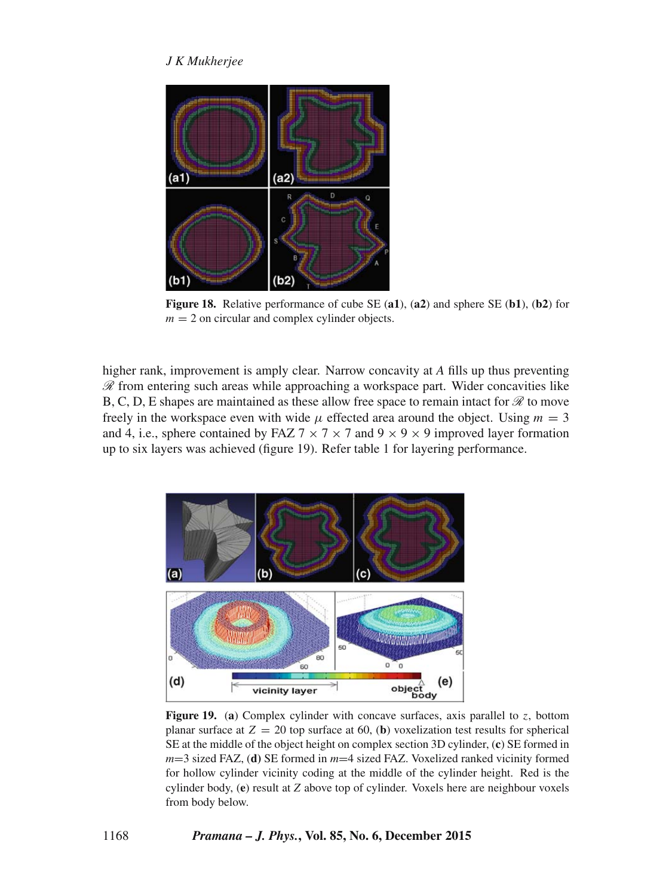**Figure 18.** Relative performance of cube SE (**a1**), (**a2**) and sphere SE (**b1**), (**b2**) for $m = 2$ on circular and complex cylinder objects.

higher rank, improvement is amply clear. Narrow concavity at $A$ fills up thus preventing $\mathscr{R}$ from entering such areas while approaching a workspace part. Wider concavities like B, C, D, E shapes are maintained as these allow free space to remain intact for $\mathscr{R}$ to move freely in the workspace even with wide $\mu$ effected area around the object. Using $m = 3$ and 4, i.e., sphere contained by FAZ $7 \times 7 \times 7$ and $9 \times 9 \times 9$ improved layer formation up to six layers was achieved (figure 19). Refer table 1 for layering performance.

**Figure 19.** (**a**) Complex cylinder with concave surfaces, axis parallel to $z$, bottom planar surface at $Z = 20$ top surface at 60, (**b**) voxelization test results for spherical SE at the middle of the object height on complex section 3D cylinder, (**c**) SE formed in $m$=3 sized FAZ, (**d**) SE formed in $m$=4 sized FAZ. Voxelized ranked vicinity formed for hollow cylinder vicinity coding at the middle of the cylinder height. Red is the cylinder body, (**e**) result at $Z$ above top of cylinder. Voxels here are neighbour voxels from body below.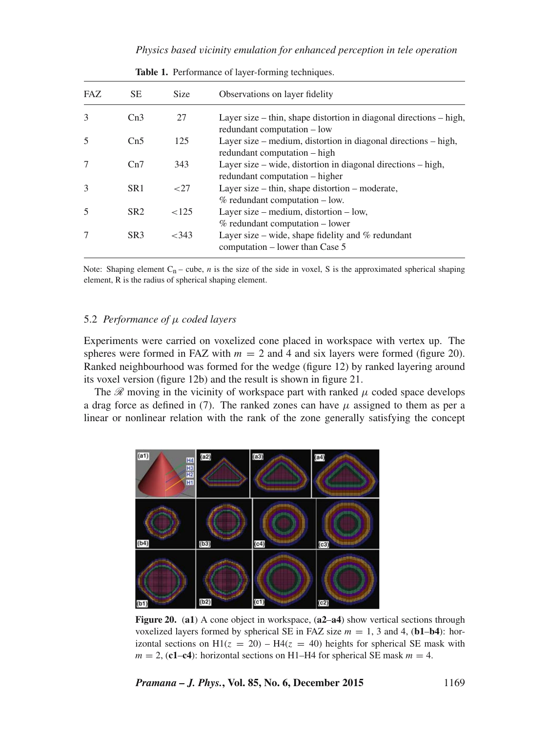**Table 1.** Performance of layer-forming techniques.

| FAZ | SE | Size | Observations on layer fidelity |
|---|---|---|---|
| 3 | Cn3 | 27 | Layer size – thin, shape distortion in diagonal directions – high, redundant computation – low |
| 5 | Cn5 | 125 | Layer size – medium, distortion in diagonal directions – high, redundant computation – high |
| 7 | Cn7 | 343 | Layer size – wide, distortion in diagonal directions – high, redundant computation – higher |
| 3 | SR1 | <27 | Layer size – thin, shape distortion – moderate, % redundant computation – low. |
| 5 | SR2 | <125 | Layer size – medium, distortion – low, % redundant computation – lower |
| 7 | SR3 | <343 | Layer size – wide, shape fidelity and % redundant computation – lower than Case 5 |

Note: Shaping element $C_n$ – cube, $n$ is the size of the side in voxel, S is the approximated spherical shaping element, R is the radius of spherical shaping element.

### 5.2 *Performance of $\mu$ coded layers*

Experiments were carried on voxelized cone placed in workspace with vertex up. The spheres were formed in FAZ with $m = 2$ and 4 and six layers were formed (figure 20). Ranked neighbourhood was formed for the wedge (figure 12) by ranked layering around its voxel version (figure 12b) and the result is shown in figure 21.

The $\mathscr{R}$ moving in the vicinity of workspace part with ranked $\mu$ coded space develops a drag force as defined in (7). The ranked zones can have $\mu$ assigned to them as per a linear or nonlinear relation with the rank of the zone generally satisfying the concept

**Figure 20.** (**a1**) A cone object in workspace, (**a2–a4**) show vertical sections through voxelized layers formed by spherical SE in FAZ size $m = 1$, 3 and 4, (**b1–b4**): horizontal sections on H1($z = 20$) – H4($z = 40$) heights for spherical SE mask with $m = 2$, (**c1–c4**): horizontal sections on H1–H4 for spherical SE mask $m = 4$.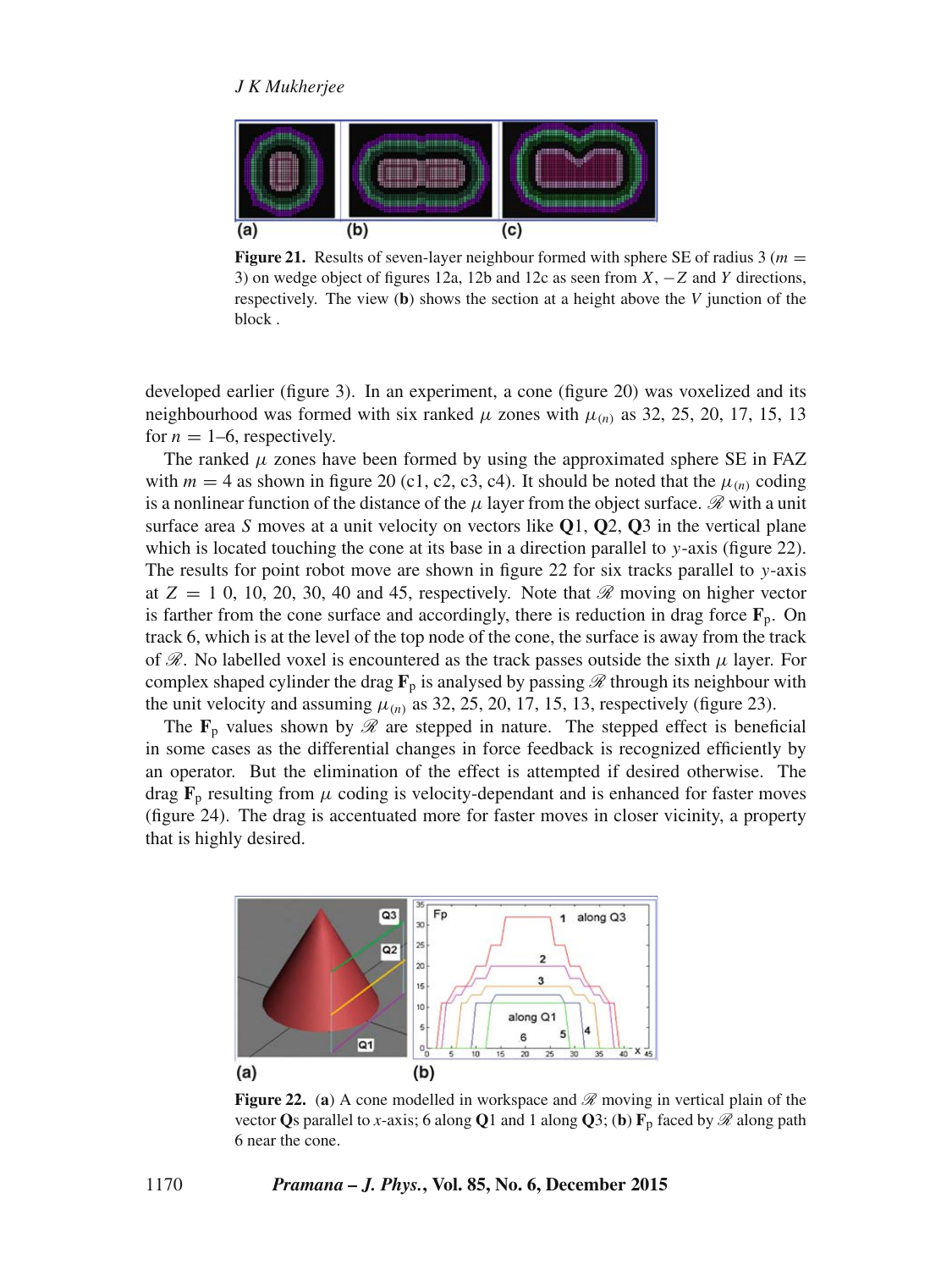**Figure 21.** Results of seven-layer neighbour formed with sphere SE of radius 3 ($m = 3$) on wedge object of figures 12a, 12b and 12c as seen from $X$, $-Z$ and $Y$ directions, respectively. The view (**b**) shows the section at a height above the $V$ junction of the block .

developed earlier (figure 3). In an experiment, a cone (figure 20) was voxelized and its neighbourhood was formed with six ranked $\mu$ zones with $\mu_{(n)}$ as 32, 25, 20, 17, 15, 13 for $n = 1$–6, respectively.

The ranked $\mu$ zones have been formed by using the approximated sphere SE in FAZ with $m = 4$ as shown in figure 20 (c1, c2, c3, c4). It should be noted that the $\mu_{(n)}$ coding is a nonlinear function of the distance of the $\mu$ layer from the object surface. $\mathscr{R}$ with a unit surface area $S$ moves at a unit velocity on vectors like **Q**1, **Q**2, **Q**3 in the vertical plane which is located touching the cone at its base in a direction parallel to $y$-axis (figure 22). The results for point robot move are shown in figure 22 for six tracks parallel to $y$-axis at $Z = 1$ 0, 10, 20, 30, 40 and 45, respectively. Note that $\mathscr{R}$ moving on higher vector is farther from the cone surface and accordingly, there is reduction in drag force $\mathbf{F}_\text{p}$. On track 6, which is at the level of the top node of the cone, the surface is away from the track of $\mathscr{R}$. No labelled voxel is encountered as the track passes outside the sixth $\mu$ layer. For complex shaped cylinder the drag $\mathbf{F}_\text{p}$ is analysed by passing $\mathscr{R}$ through its neighbour with the unit velocity and assuming $\mu_{(n)}$ as 32, 25, 20, 17, 15, 13, respectively (figure 23).

The $\mathbf{F}_\text{p}$ values shown by $\mathscr{R}$ are stepped in nature. The stepped effect is beneficial in some cases as the differential changes in force feedback is recognized efficiently by an operator. But the elimination of the effect is attempted if desired otherwise. The drag $\mathbf{F}_\text{p}$ resulting from $\mu$ coding is velocity-dependant and is enhanced for faster moves (figure 24). The drag is accentuated more for faster moves in closer vicinity, a property that is highly desired.

**Figure 22.** (**a**) A cone modelled in workspace and $\mathscr{R}$ moving in vertical plain of the vector **Q**s parallel to $x$-axis; 6 along **Q**1 and 1 along **Q**3; (**b**) $\mathbf{F}_\text{p}$ faced by $\mathscr{R}$ along path 6 near the cone.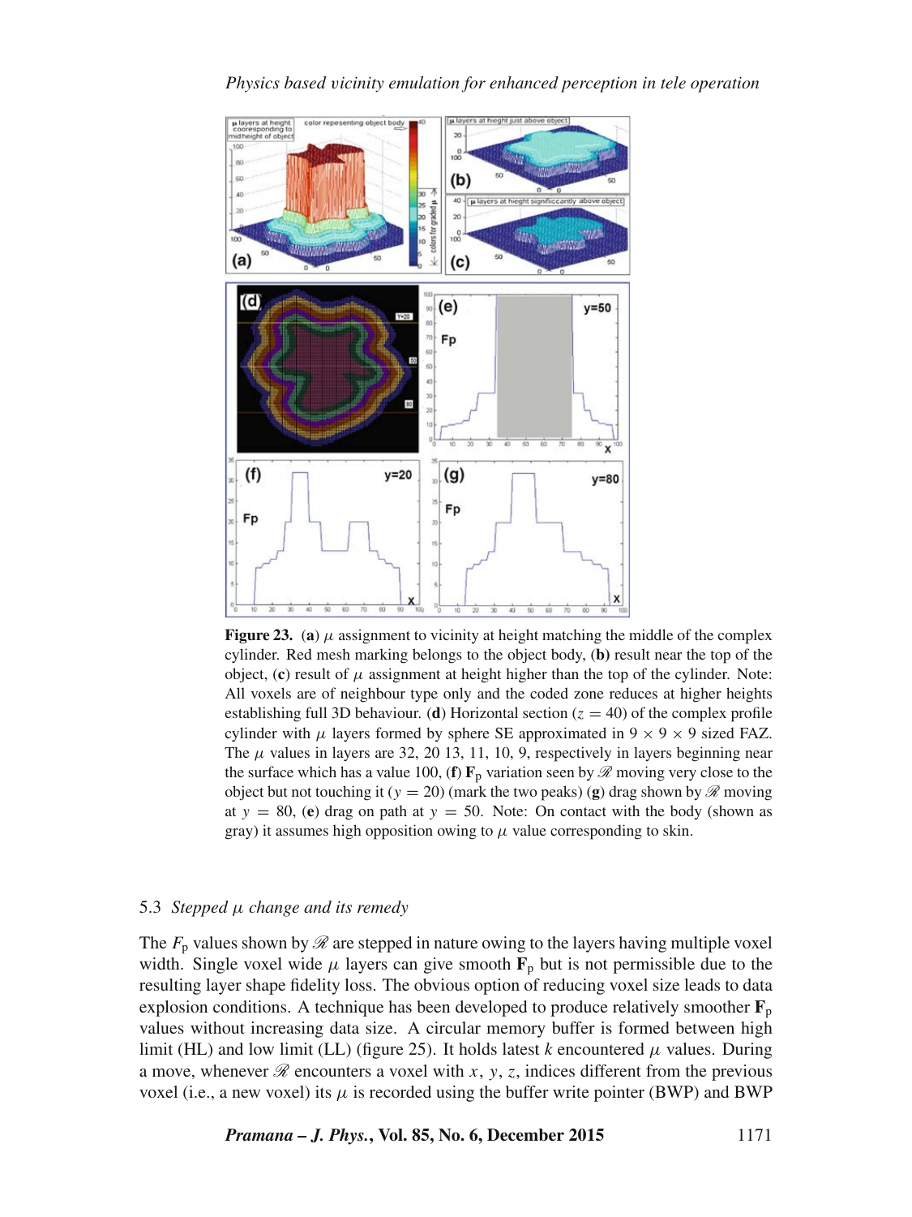**Figure 23.** (**a**) $\mu$ assignment to vicinity at height matching the middle of the complex cylinder. Red mesh marking belongs to the object body, (**b**) result near the top of the object, (**c**) result of $\mu$ assignment at height higher than the top of the cylinder. Note: All voxels are of neighbour type only and the coded zone reduces at higher heights establishing full 3D behaviour. (**d**) Horizontal section ($z = 40$) of the complex profile cylinder with $\mu$ layers formed by sphere SE approximated in $9 \times 9 \times 9$ sized FAZ. The $\mu$ values in layers are 32, 20 13, 11, 10, 9, respectively in layers beginning near the surface which has a value 100, (**f**) $\mathbf{F}_\mathrm{p}$ variation seen by $\mathscr{R}$ moving very close to the object but not touching it ($y = 20$) (mark the two peaks) (**g**) drag shown by $\mathscr{R}$ moving at $y = 80$, (**e**) drag on path at $y = 50$. Note: On contact with the body (shown as gray) it assumes high opposition owing to $\mu$ value corresponding to skin.

### 5.3 *Stepped $\mu$ change and its remedy*

The $F_\mathrm{p}$ values shown by $\mathscr{R}$ are stepped in nature owing to the layers having multiple voxel width. Single voxel wide $\mu$ layers can give smooth $\mathbf{F}_\mathrm{p}$ but is not permissible due to the resulting layer shape fidelity loss. The obvious option of reducing voxel size leads to data explosion conditions. A technique has been developed to produce relatively smoother $\mathbf{F}_\mathrm{p}$ values without increasing data size. A circular memory buffer is formed between high limit (HL) and low limit (LL) (figure 25). It holds latest $k$ encountered $\mu$ values. During a move, whenever $\mathscr{R}$ encounters a voxel with $x$, $y$, $z$, indices different from the previous voxel (i.e., a new voxel) its $\mu$ is recorded using the buffer write pointer (BWP) and BWP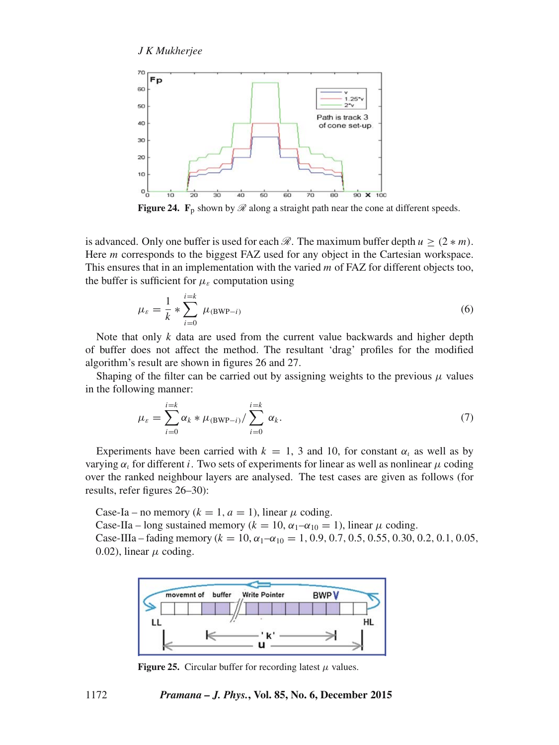Figure 24. $\mathbf{F}_\mathrm{p}$ shown by $\mathscr{R}$ along a straight path near the cone at different speeds.

is advanced. Only one buffer is used for each $\mathscr{R}$. The maximum buffer depth $u \geq (2 * m)$. Here $m$ corresponds to the biggest FAZ used for any object in the Cartesian workspace. This ensures that in an implementation with the varied $m$ of FAZ for different objects too, the buffer is sufficient for $\mu_\varepsilon$ computation using

$$\mu_\varepsilon = \frac{1}{k} * \sum_{i=0}^{i=k} \mu_{(\mathrm{BWP}-i)} \tag{6}$$

Note that only $k$ data are used from the current value backwards and higher depth of buffer does not affect the method. The resultant 'drag' profiles for the modified algorithm's result are shown in figures 26 and 27.

Shaping of the filter can be carried out by assigning weights to the previous $\mu$ values in the following manner:

$$\mu_\varepsilon = \sum_{i=0}^{i=k} \alpha_k * \mu_{(\mathrm{BWP}-i)} / \sum_{i=0}^{i=k} \alpha_k. \tag{7}$$

Experiments have been carried with $k = 1$, 3 and 10, for constant $\alpha_\iota$ as well as by varying $\alpha_\iota$ for different $i$. Two sets of experiments for linear as well as nonlinear $\mu$ coding over the ranked neighbour layers are analysed. The test cases are given as follows (for results, refer figures 26–30):

Case-Ia – no memory ($k = 1, a = 1$), linear $\mu$ coding.
Case-IIa – long sustained memory ($k = 10, \alpha_1$–$\alpha_{10} = 1$), linear $\mu$ coding.
Case-IIIa – fading memory ($k = 10, \alpha_1$–$\alpha_{10} = 1$, 0.9, 0.7, 0.5, 0.55, 0.30, 0.2, 0.1, 0.05, 0.02), linear $\mu$ coding.

Figure 25. Circular buffer for recording latest $\mu$ values.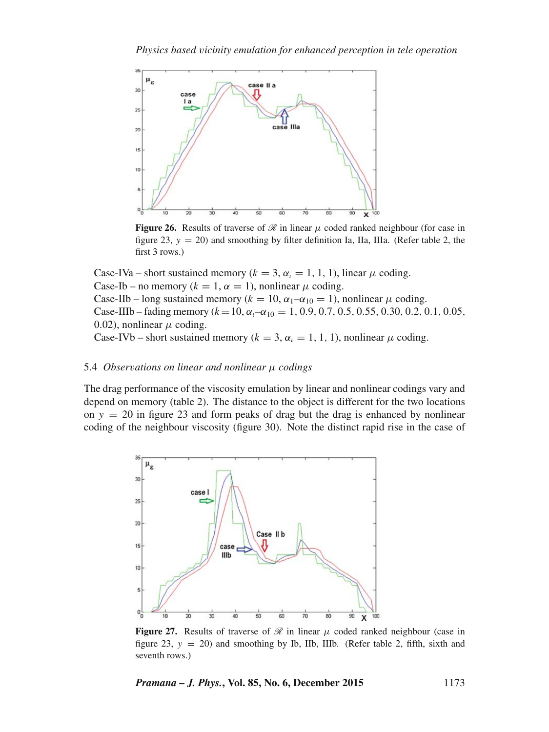Figure 26. Results of traverse of $\mathscr{R}$ in linear $\mu$ coded ranked neighbour (for case in figure 23, $y = 20$) and smoothing by filter definition Ia, IIa, IIIa. (Refer table 2, the first 3 rows.)

Case-IVa – short sustained memory ($k = 3$, $\alpha_\iota = 1, 1, 1$), linear $\mu$ coding.
Case-Ib – no memory ($k = 1$, $\alpha = 1$), nonlinear $\mu$ coding.
Case-IIb – long sustained memory ($k = 10$, $\alpha_1$–$\alpha_{10} = 1$), nonlinear $\mu$ coding.
Case-IIIb – fading memory ($k = 10$, $\alpha_\iota$–$\alpha_{10} = 1, 0.9, 0.7, 0.5, 0.55, 0.30, 0.2, 0.1, 0.05, 0.02$), nonlinear $\mu$ coding.
Case-IVb – short sustained memory ($k = 3$, $\alpha_\iota = 1, 1, 1$), nonlinear $\mu$ coding.

### 5.4 *Observations on linear and nonlinear $\mu$ codings*

The drag performance of the viscosity emulation by linear and nonlinear codings vary and depend on memory (table 2). The distance to the object is different for the two locations on $y = 20$ in figure 23 and form peaks of drag but the drag is enhanced by nonlinear coding of the neighbour viscosity (figure 30). Note the distinct rapid rise in the case of

Figure 27. Results of traverse of $\mathscr{R}$ in linear $\mu$ coded ranked neighbour (case in figure 23, $y = 20$) and smoothing by Ib, IIb, IIIb. (Refer table 2, fifth, sixth and seventh rows.)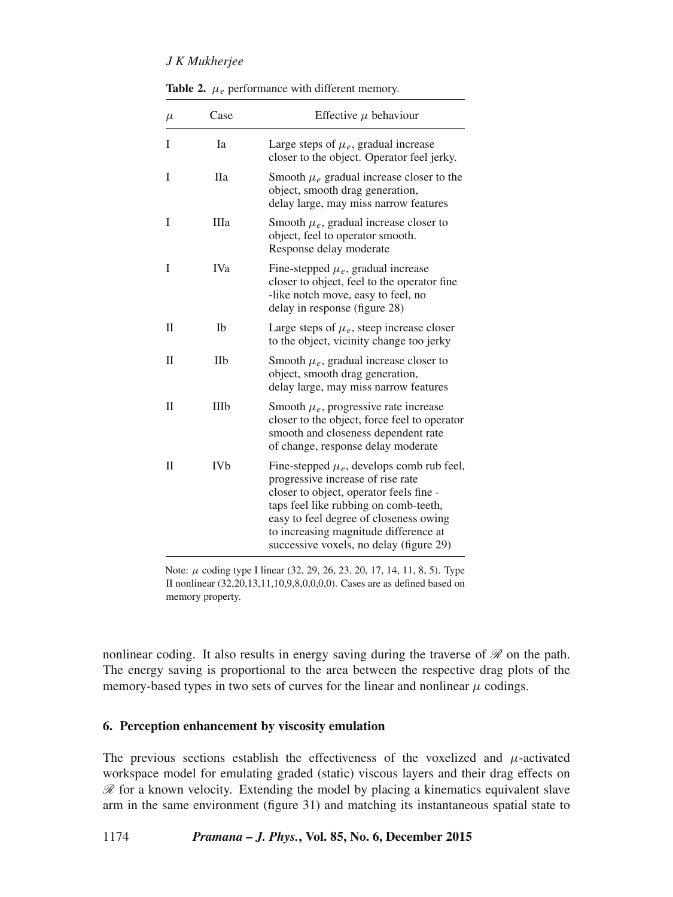**Table 2.** $\mu_e$ performance with different memory.

| $\mu$ | Case | Effective $\mu$ behaviour |
|---|---|---|
| I | Ia | Large steps of $\mu_e$, gradual increase closer to the object. Operator feel jerky. |
| I | IIa | Smooth $\mu_e$ gradual increase closer to the object, smooth drag generation, delay large, may miss narrow features |
| I | IIIa | Smooth $\mu_e$, gradual increase closer to object, feel to operator smooth. Response delay moderate |
| I | IVa | Fine-stepped $\mu_e$, gradual increase closer to object, feel to the operator fine -like notch move, easy to feel, no delay in response (figure 28) |
| II | Ib | Large steps of $\mu_e$, steep increase closer to the object, vicinity change too jerky |
| II | IIb | Smooth $\mu_e$, gradual increase closer to object, smooth drag generation, delay large, may miss narrow features |
| II | IIIb | Smooth $\mu_e$, progressive rate increase closer to the object, force feel to operator smooth and closeness dependent rate of change, response delay moderate |
| II | IVb | Fine-stepped $\mu_e$, develops comb rub feel, progressive increase of rise rate closer to object, operator feels fine - taps feel like rubbing on comb-teeth, easy to feel degree of closeness owing to increasing magnitude difference at successive voxels, no delay (figure 29) |

Note: $\mu$ coding type I linear (32, 29, 26, 23, 20, 17, 14, 11, 8, 5). Type II nonlinear (32,20,13,11,10,9,8,0,0,0,0). Cases are as defined based on memory property.

nonlinear coding. It also results in energy saving during the traverse of $\mathscr{R}$ on the path. The energy saving is proportional to the area between the respective drag plots of the memory-based types in two sets of curves for the linear and nonlinear $\mu$ codings.

## 6. Perception enhancement by viscosity emulation

The previous sections establish the effectiveness of the voxelized and $\mu$-activated workspace model for emulating graded (static) viscous layers and their drag effects on $\mathscr{R}$ for a known velocity. Extending the model by placing a kinematics equivalent slave arm in the same environment (figure 31) and matching its instantaneous spatial state to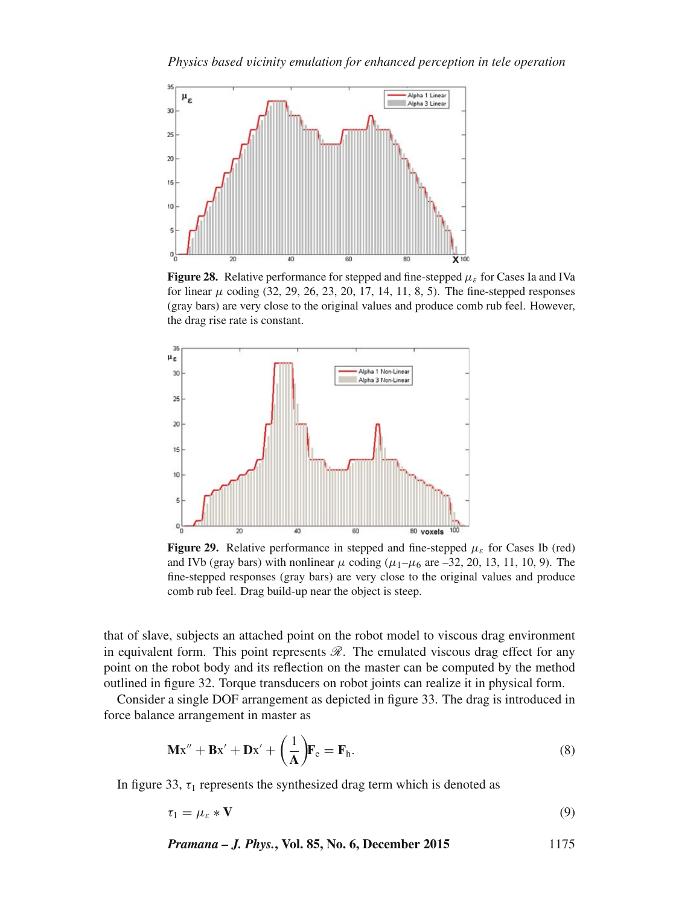**Figure 28.** Relative performance for stepped and fine-stepped $\mu_\varepsilon$ for Cases Ia and IVa for linear $\mu$ coding (32, 29, 26, 23, 20, 17, 14, 11, 8, 5). The fine-stepped responses (gray bars) are very close to the original values and produce comb rub feel. However, the drag rise rate is constant.

**Figure 29.** Relative performance in stepped and fine-stepped $\mu_\varepsilon$ for Cases Ib (red) and IVb (gray bars) with nonlinear $\mu$ coding ($\mu_1$–$\mu_6$ are –32, 20, 13, 11, 10, 9). The fine-stepped responses (gray bars) are very close to the original values and produce comb rub feel. Drag build-up near the object is steep.

that of slave, subjects an attached point on the robot model to viscous drag environment in equivalent form. This point represents $\mathscr{R}$. The emulated viscous drag effect for any point on the robot body and its reflection on the master can be computed by the method outlined in figure 32. Torque transducers on robot joints can realize it in physical form.

Consider a single DOF arrangement as depicted in figure 33. The drag is introduced in force balance arrangement in master as

$$\mathbf{M}\mathrm{x}'' + \mathbf{B}\mathrm{x}' + \mathbf{D}\mathrm{x}' + \left(\frac{1}{\mathbf{A}}\right)\mathbf{F}_{\mathrm{e}} = \mathbf{F}_{\mathrm{h}}. \tag{8}$$

In figure 33, $\tau_1$ represents the synthesized drag term which is denoted as

$$\tau_1 = \mu_\varepsilon * \mathbf{V} \tag{9}$$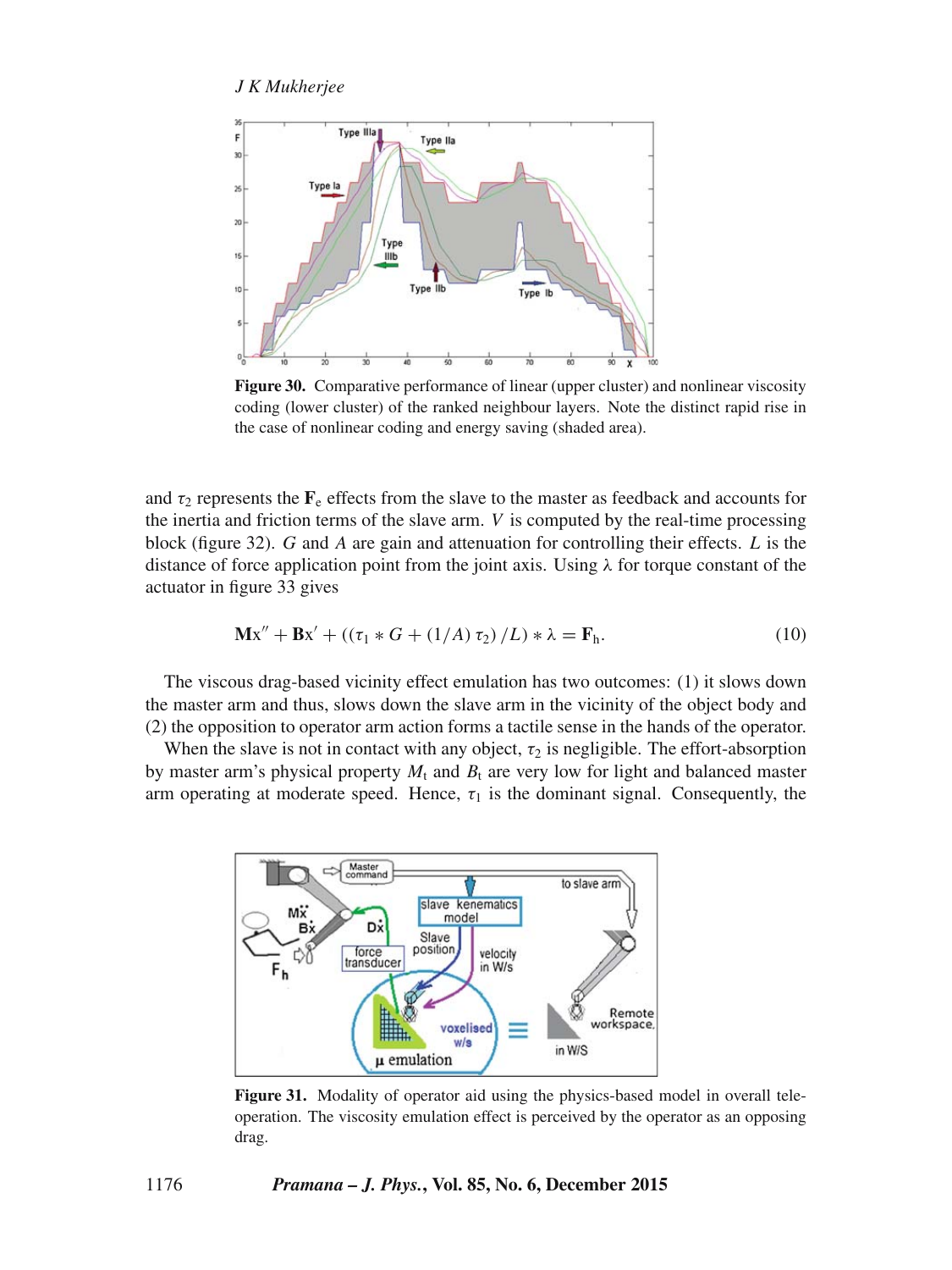**Figure 30.** Comparative performance of linear (upper cluster) and nonlinear viscosity coding (lower cluster) of the ranked neighbour layers. Note the distinct rapid rise in the case of nonlinear coding and energy saving (shaded area).

and $\tau_2$ represents the $\mathbf{F}_\mathrm{e}$ effects from the slave to the master as feedback and accounts for the inertia and friction terms of the slave arm. $V$ is computed by the real-time processing block (figure 32). $G$ and $A$ are gain and attenuation for controlling their effects. $L$ is the distance of force application point from the joint axis. Using $\lambda$ for torque constant of the actuator in figure 33 gives

$$\mathbf{M}\mathrm{x}'' + \mathbf{B}\mathrm{x}' + ((\tau_1 * G + (1/A)\,\tau_2)\,/L) * \lambda = \mathbf{F}_\mathrm{h}. \tag{10}$$

The viscous drag-based vicinity effect emulation has two outcomes: (1) it slows down the master arm and thus, slows down the slave arm in the vicinity of the object body and (2) the opposition to operator arm action forms a tactile sense in the hands of the operator.

When the slave is not in contact with any object, $\tau_2$ is negligible. The effort-absorption by master arm's physical property $M_\mathrm{t}$ and $B_\mathrm{t}$ are very low for light and balanced master arm operating at moderate speed. Hence, $\tau_1$ is the dominant signal. Consequently, the

**Figure 31.** Modality of operator aid using the physics-based model in overall tele-operation. The viscosity emulation effect is perceived by the operator as an opposing drag.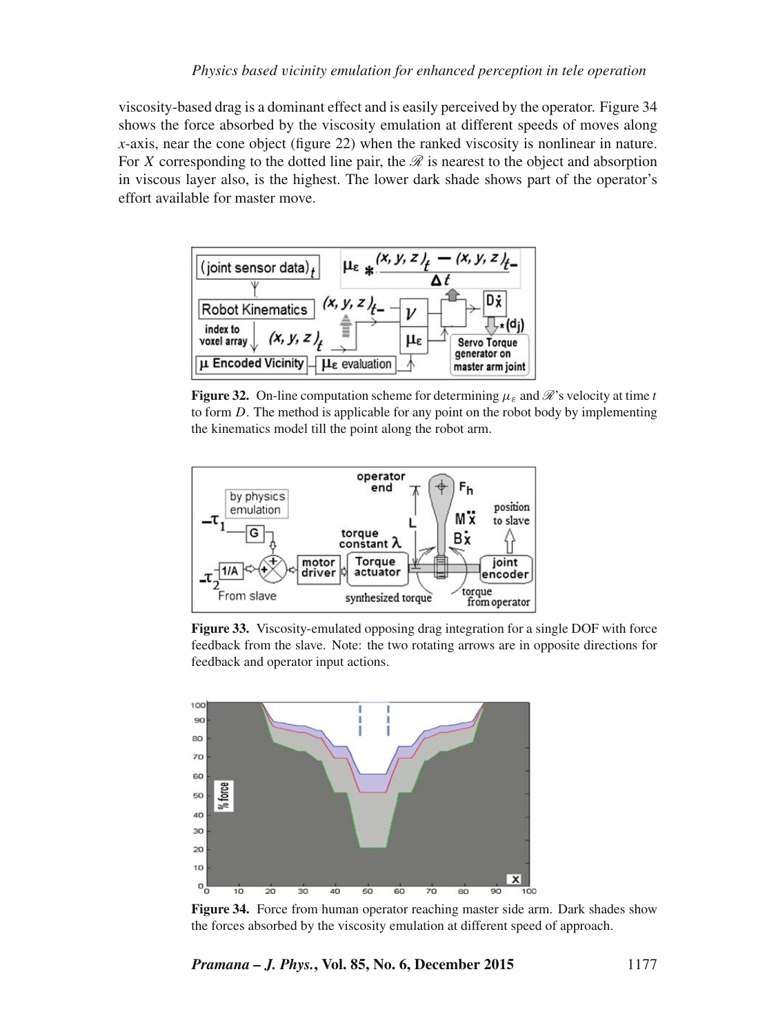viscosity-based drag is a dominant effect and is easily perceived by the operator. Figure 34 shows the force absorbed by the viscosity emulation at different speeds of moves along $x$-axis, near the cone object (figure 22) when the ranked viscosity is nonlinear in nature. For $X$ corresponding to the dotted line pair, the $\mathscr{R}$ is nearest to the object and absorption in viscous layer also, is the highest. The lower dark shade shows part of the operator's effort available for master move.

**Figure 32.** On-line computation scheme for determining $\mu_\varepsilon$ and $\mathscr{R}$'s velocity at time $t$ to form $D$. The method is applicable for any point on the robot body by implementing the kinematics model till the point along the robot arm.

**Figure 33.** Viscosity-emulated opposing drag integration for a single DOF with force feedback from the slave. Note: the two rotating arrows are in opposite directions for feedback and operator input actions.

**Figure 34.** Force from human operator reaching master side arm. Dark shades show the forces absorbed by the viscosity emulation at different speed of approach.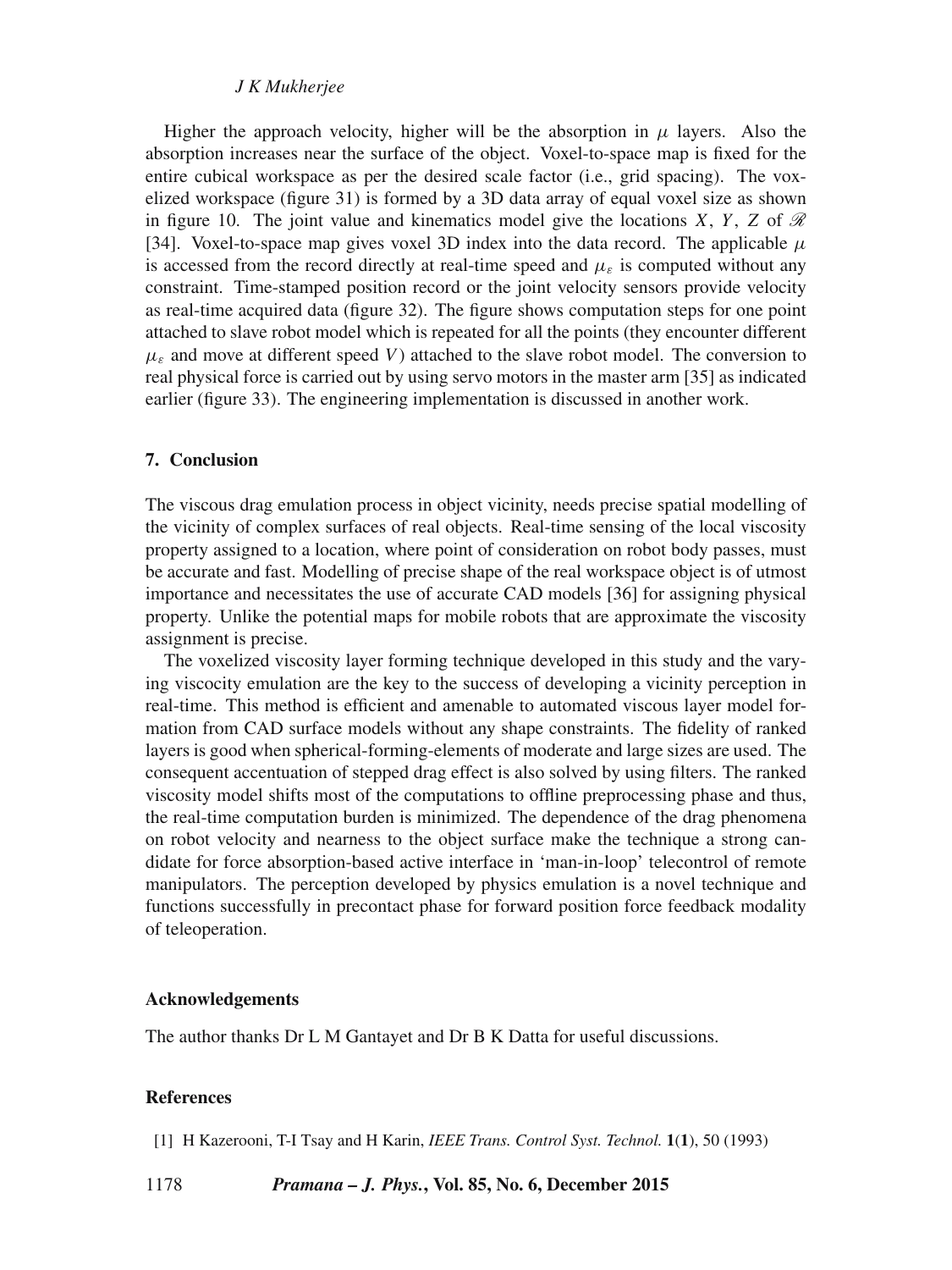Higher the approach velocity, higher will be the absorption in $\mu$ layers. Also the absorption increases near the surface of the object. Voxel-to-space map is fixed for the entire cubical workspace as per the desired scale factor (i.e., grid spacing). The voxelized workspace (figure 31) is formed by a 3D data array of equal voxel size as shown in figure 10. The joint value and kinematics model give the locations $X$, $Y$, $Z$ of $\mathscr{R}$ [34]. Voxel-to-space map gives voxel 3D index into the data record. The applicable $\mu$ is accessed from the record directly at real-time speed and $\mu_\varepsilon$ is computed without any constraint. Time-stamped position record or the joint velocity sensors provide velocity as real-time acquired data (figure 32). The figure shows computation steps for one point attached to slave robot model which is repeated for all the points (they encounter different $\mu_\varepsilon$ and move at different speed $V$) attached to the slave robot model. The conversion to real physical force is carried out by using servo motors in the master arm [35] as indicated earlier (figure 33). The engineering implementation is discussed in another work.

## 7. Conclusion

The viscous drag emulation process in object vicinity, needs precise spatial modelling of the vicinity of complex surfaces of real objects. Real-time sensing of the local viscosity property assigned to a location, where point of consideration on robot body passes, must be accurate and fast. Modelling of precise shape of the real workspace object is of utmost importance and necessitates the use of accurate CAD models [36] for assigning physical property. Unlike the potential maps for mobile robots that are approximate the viscosity assignment is precise.

The voxelized viscosity layer forming technique developed in this study and the varying viscocity emulation are the key to the success of developing a vicinity perception in real-time. This method is efficient and amenable to automated viscous layer model formation from CAD surface models without any shape constraints. The fidelity of ranked layers is good when spherical-forming-elements of moderate and large sizes are used. The consequent accentuation of stepped drag effect is also solved by using filters. The ranked viscosity model shifts most of the computations to offline preprocessing phase and thus, the real-time computation burden is minimized. The dependence of the drag phenomena on robot velocity and nearness to the object surface make the technique a strong candidate for force absorption-based active interface in 'man-in-loop' telecontrol of remote manipulators. The perception developed by physics emulation is a novel technique and functions successfully in precontact phase for forward position force feedback modality of teleoperation.

### Acknowledgements

The author thanks Dr L M Gantayet and Dr B K Datta for useful discussions.

### References

[1] H Kazerooni, T-I Tsay and H Karin, *IEEE Trans. Control Syst. Technol.* **1**(**1**), 50 (1993)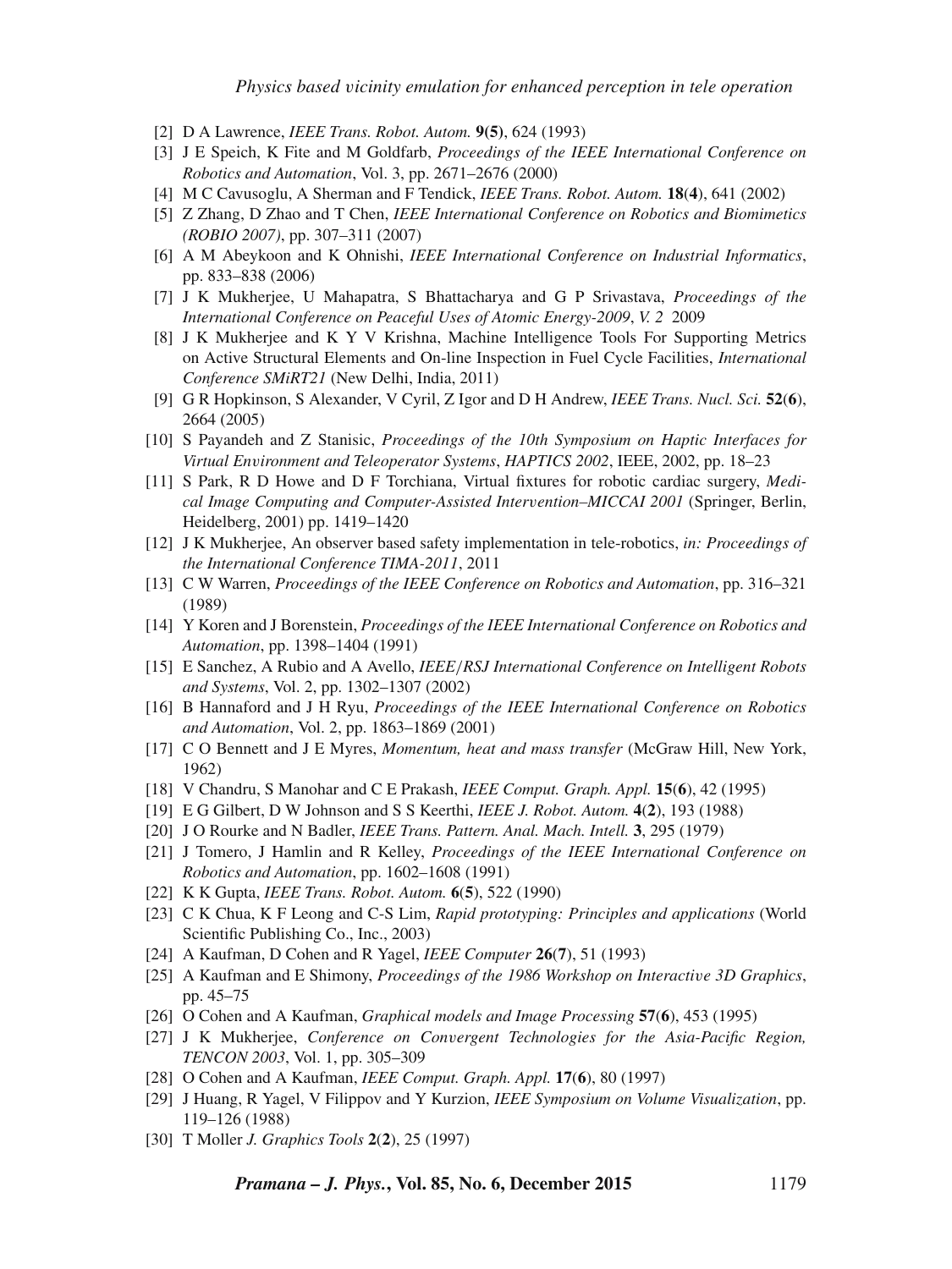[2] D A Lawrence, *IEEE Trans. Robot. Autom.* **9(5)**, 624 (1993)

[3] J E Speich, K Fite and M Goldfarb, *Proceedings of the IEEE International Conference on Robotics and Automation*, Vol. 3, pp. 2671–2676 (2000)

[4] M C Cavusoglu, A Sherman and F Tendick, *IEEE Trans. Robot. Autom.* **18**(**4**), 641 (2002)

[5] Z Zhang, D Zhao and T Chen, *IEEE International Conference on Robotics and Biomimetics (ROBIO 2007)*, pp. 307–311 (2007)

[6] A M Abeykoon and K Ohnishi, *IEEE International Conference on Industrial Informatics*, pp. 833–838 (2006)

[7] J K Mukherjee, U Mahapatra, S Bhattacharya and G P Srivastava, *Proceedings of the International Conference on Peaceful Uses of Atomic Energy-2009*, *V. 2* 2009

[8] J K Mukherjee and K Y V Krishna, Machine Intelligence Tools For Supporting Metrics on Active Structural Elements and On-line Inspection in Fuel Cycle Facilities, *International Conference SMiRT21* (New Delhi, India, 2011)

[9] G R Hopkinson, S Alexander, V Cyril, Z Igor and D H Andrew, *IEEE Trans. Nucl. Sci.* **52**(**6**), 2664 (2005)

[10] S Payandeh and Z Stanisic, *Proceedings of the 10th Symposium on Haptic Interfaces for Virtual Environment and Teleoperator Systems*, *HAPTICS 2002*, IEEE, 2002, pp. 18–23

[11] S Park, R D Howe and D F Torchiana, Virtual fixtures for robotic cardiac surgery, *Medical Image Computing and Computer-Assisted Intervention–MICCAI 2001* (Springer, Berlin, Heidelberg, 2001) pp. 1419–1420

[12] J K Mukherjee, An observer based safety implementation in tele-robotics, *in: Proceedings of the International Conference TIMA-2011*, 2011

[13] C W Warren, *Proceedings of the IEEE Conference on Robotics and Automation*, pp. 316–321 (1989)

[14] Y Koren and J Borenstein, *Proceedings of the IEEE International Conference on Robotics and Automation*, pp. 1398–1404 (1991)

[15] E Sanchez, A Rubio and A Avello, *IEEE/RSJ International Conference on Intelligent Robots and Systems*, Vol. 2, pp. 1302–1307 (2002)

[16] B Hannaford and J H Ryu, *Proceedings of the IEEE International Conference on Robotics and Automation*, Vol. 2, pp. 1863–1869 (2001)

[17] C O Bennett and J E Myres, *Momentum, heat and mass transfer* (McGraw Hill, New York, 1962)

[18] V Chandru, S Manohar and C E Prakash, *IEEE Comput. Graph. Appl.* **15**(**6**), 42 (1995)

[19] E G Gilbert, D W Johnson and S S Keerthi, *IEEE J. Robot. Autom.* **4**(**2**), 193 (1988)

[20] J O Rourke and N Badler, *IEEE Trans. Pattern. Anal. Mach. Intell.* **3**, 295 (1979)

[21] J Tomero, J Hamlin and R Kelley, *Proceedings of the IEEE International Conference on Robotics and Automation*, pp. 1602–1608 (1991)

[22] K K Gupta, *IEEE Trans. Robot. Autom.* **6**(**5**), 522 (1990)

[23] C K Chua, K F Leong and C-S Lim, *Rapid prototyping: Principles and applications* (World Scientific Publishing Co., Inc., 2003)

[24] A Kaufman, D Cohen and R Yagel, *IEEE Computer* **26**(**7**), 51 (1993)

[25] A Kaufman and E Shimony, *Proceedings of the 1986 Workshop on Interactive 3D Graphics*, pp. 45–75

[26] O Cohen and A Kaufman, *Graphical models and Image Processing* **57**(**6**), 453 (1995)

[27] J K Mukherjee, *Conference on Convergent Technologies for the Asia-Pacific Region, TENCON 2003*, Vol. 1, pp. 305–309

[28] O Cohen and A Kaufman, *IEEE Comput. Graph. Appl.* **17**(**6**), 80 (1997)

[29] J Huang, R Yagel, V Filippov and Y Kurzion, *IEEE Symposium on Volume Visualization*, pp. 119–126 (1988)

[30] T Moller *J. Graphics Tools* **2**(**2**), 25 (1997)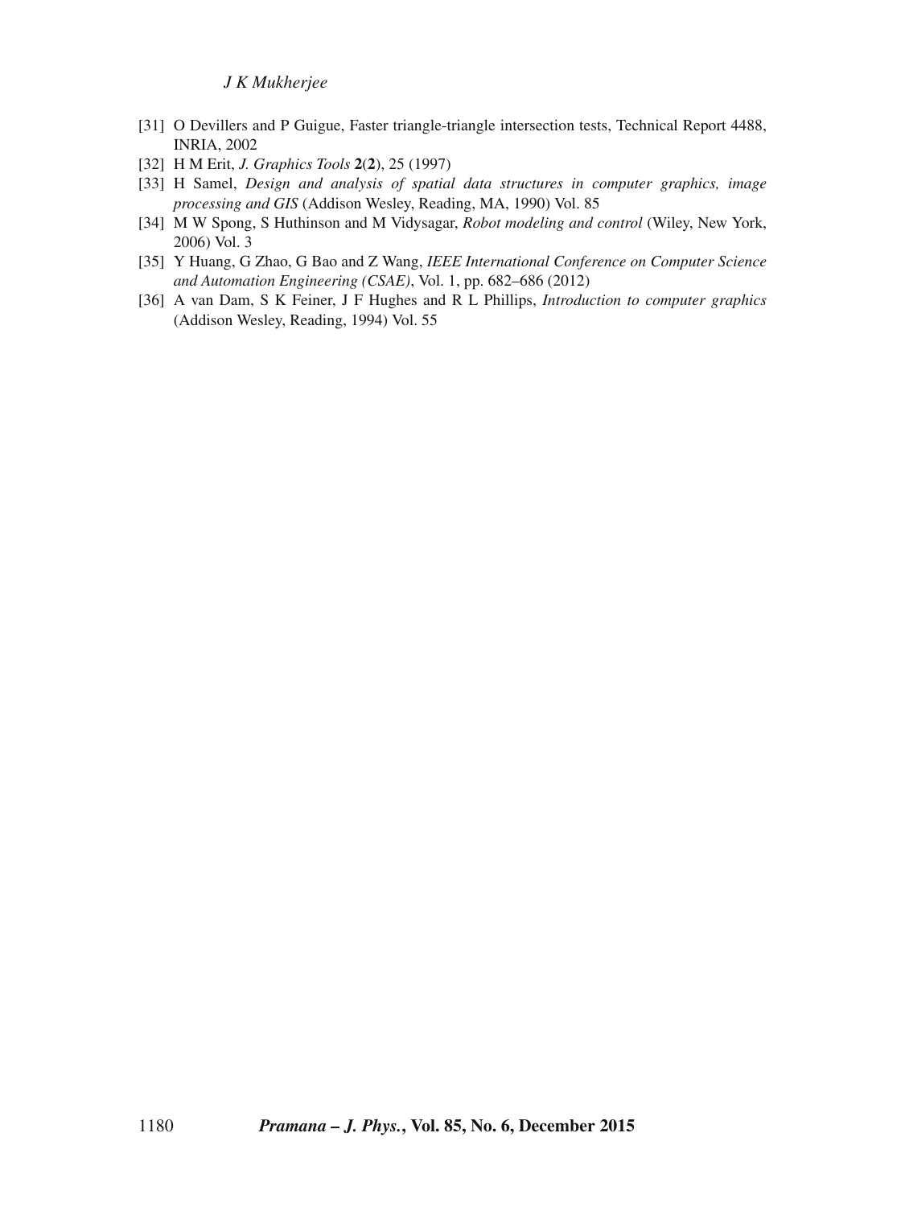[31] O Devillers and P Guigue, Faster triangle-triangle intersection tests, Technical Report 4488, INRIA, 2002

[32] H M Erit, *J. Graphics Tools* **2**(**2**), 25 (1997)

[33] H Samel, *Design and analysis of spatial data structures in computer graphics, image processing and GIS* (Addison Wesley, Reading, MA, 1990) Vol. 85

[34] M W Spong, S Huthinson and M Vidysagar, *Robot modeling and control* (Wiley, New York, 2006) Vol. 3

[35] Y Huang, G Zhao, G Bao and Z Wang, *IEEE International Conference on Computer Science and Automation Engineering (CSAE)*, Vol. 1, pp. 682–686 (2012)

[36] A van Dam, S K Feiner, J F Hughes and R L Phillips, *Introduction to computer graphics* (Addison Wesley, Reading, 1994) Vol. 55